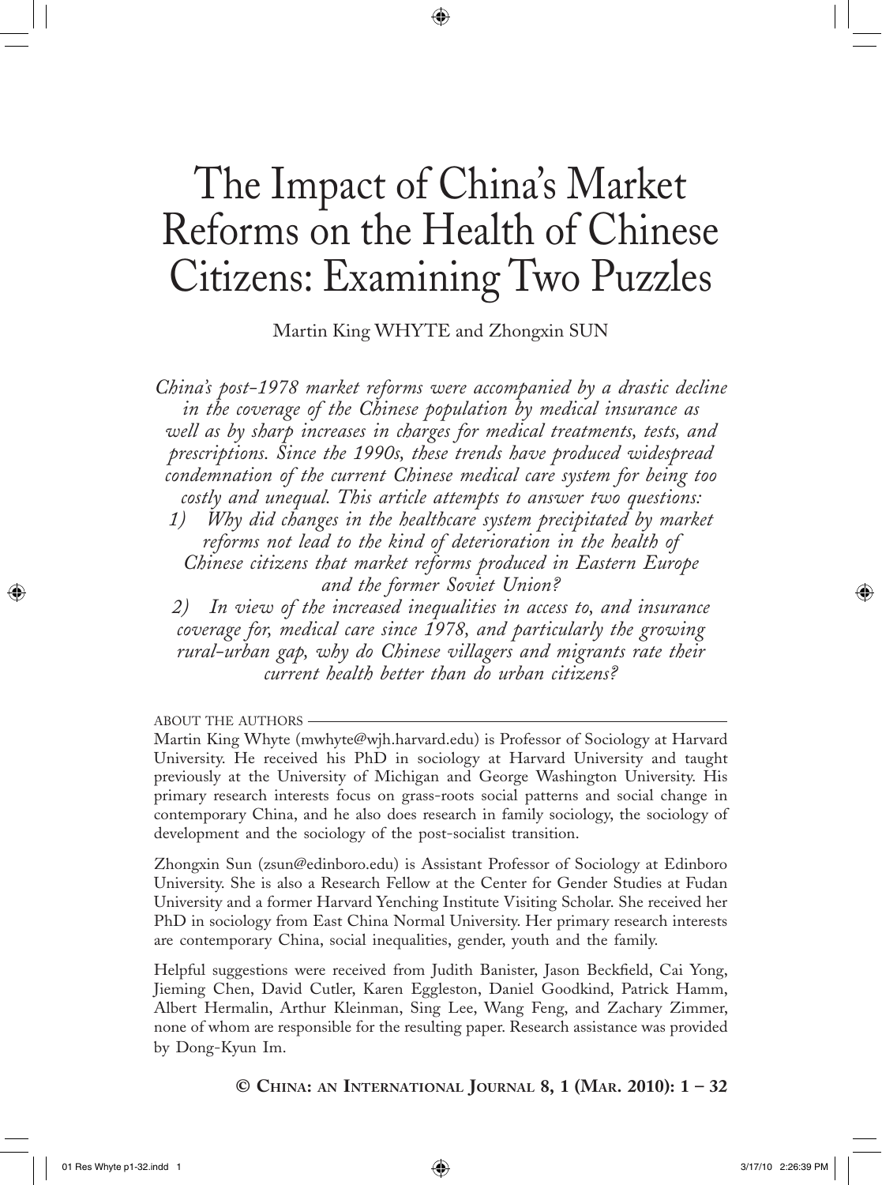# The Impact of China's Market Reforms on the Health of Chinese Citizens: Examining Two Puzzles

Martin King WHYTE and Zhongxin SUN

*China's post-1978 market reforms were accompanied by a drastic decline in the coverage of the Chinese population by medical insurance as well as by sharp increases in charges for medical treatments, tests, and prescriptions. Since the 1990s, these trends have produced widespread condemnation of the current Chinese medical care system for being too costly and unequal. This article attempts to answer two questions:*

*1) Why did changes in the healthcare system precipitated by market reforms not lead to the kind of deterioration in the health of Chinese citizens that market reforms produced in Eastern Europe and the former Soviet Union?*

*2) In view of the increased inequalities in access to, and insurance coverage for, medical care since 1978, and particularly the growing rural-urban gap, why do Chinese villagers and migrants rate their current health better than do urban citizens?*

ABOUT THE AUTHORS

Martin King Whyte (mwhyte@wjh.harvard.edu) is Professor of Sociology at Harvard University. He received his PhD in sociology at Harvard University and taught previously at the University of Michigan and George Washington University. His primary research interests focus on grass-roots social patterns and social change in contemporary China, and he also does research in family sociology, the sociology of development and the sociology of the post-socialist transition.

Zhongxin Sun (zsun@edinboro.edu) is Assistant Professor of Sociology at Edinboro University. She is also a Research Fellow at the Center for Gender Studies at Fudan University and a former Harvard Yenching Institute Visiting Scholar. She received her PhD in sociology from East China Normal University. Her primary research interests are contemporary China, social inequalities, gender, youth and the family.

Helpful suggestions were received from Judith Banister, Jason Beckfield, Cai Yong, Jieming Chen, David Cutler, Karen Eggleston, Daniel Goodkind, Patrick Hamm, Albert Hermalin, Arthur Kleinman, Sing Lee, Wang Feng, and Zachary Zimmer, none of whom are responsible for the resulting paper. Research assistance was provided by Dong-Kyun Im.

**© China: an International Journal 8, 1 (Mar. 2010): 1 – 32**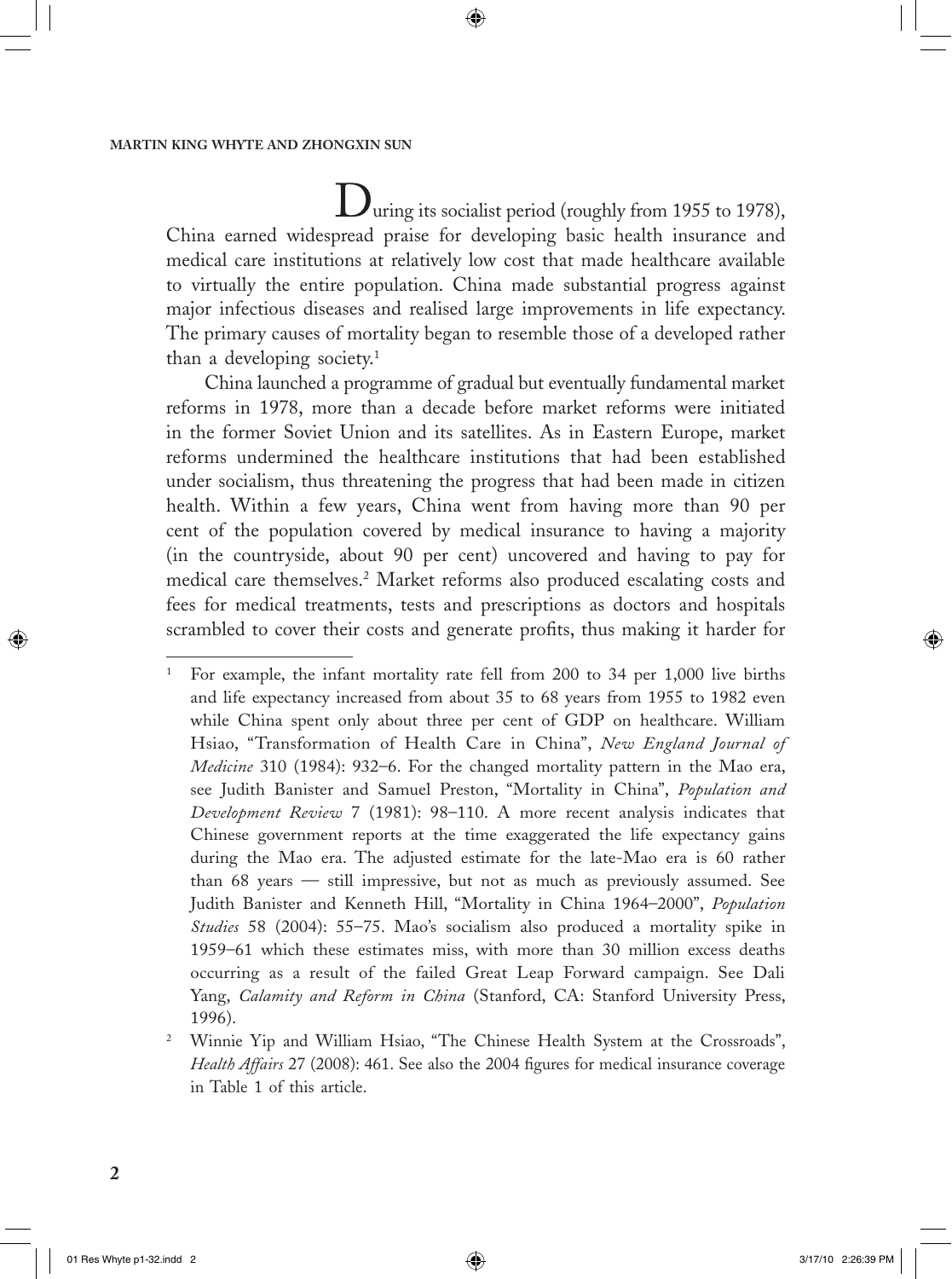During its socialist period (roughly from 1955 to 1978), China earned widespread praise for developing basic health insurance and medical care institutions at relatively low cost that made healthcare available to virtually the entire population. China made substantial progress against major infectious diseases and realised large improvements in life expectancy. The primary causes of mortality began to resemble those of a developed rather than a developing society.[1]

China launched a programme of gradual but eventually fundamental market reforms in 1978, more than a decade before market reforms were initiated in the former Soviet Union and its satellites. As in Eastern Europe, market reforms undermined the healthcare institutions that had been established under socialism, thus threatening the progress that had been made in citizen health. Within a few years, China went from having more than 90 per cent of the population covered by medical insurance to having a majority (in the countryside, about 90 per cent) uncovered and having to pay for medical care themselves.[2] Market reforms also produced escalating costs and fees for medical treatments, tests and prescriptions as doctors and hospitals scrambled to cover their costs and generate profits, thus making it harder for

---

[1] For example, the infant mortality rate fell from 200 to 34 per 1,000 live births and life expectancy increased from about 35 to 68 years from 1955 to 1982 even while China spent only about three per cent of GDP on healthcare. William Hsiao, "Transformation of Health Care in China", *New England Journal of Medicine* 310 (1984): 932–6. For the changed mortality pattern in the Mao era, see Judith Banister and Samuel Preston, "Mortality in China", *Population and Development Review* 7 (1981): 98–110. A more recent analysis indicates that Chinese government reports at the time exaggerated the life expectancy gains during the Mao era. The adjusted estimate for the late-Mao era is 60 rather than 68 years — still impressive, but not as much as previously assumed. See Judith Banister and Kenneth Hill, "Mortality in China 1964–2000", *Population Studies* 58 (2004): 55–75. Mao's socialism also produced a mortality spike in 1959–61 which these estimates miss, with more than 30 million excess deaths occurring as a result of the failed Great Leap Forward campaign. See Dali Yang, *Calamity and Reform in China* (Stanford, CA: Stanford University Press, 1996).

[2] Winnie Yip and William Hsiao, "The Chinese Health System at the Crossroads", *Health Affairs* 27 (2008): 461. See also the 2004 figures for medical insurance coverage in Table 1 of this article.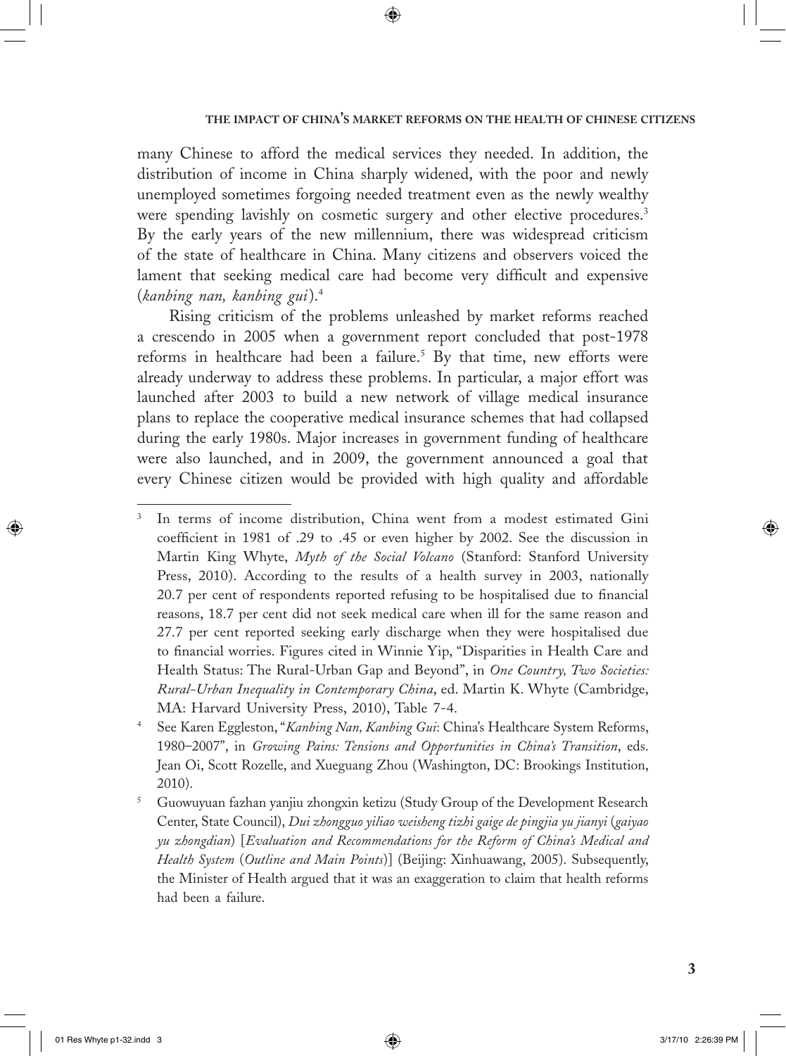many Chinese to afford the medical services they needed. In addition, the distribution of income in China sharply widened, with the poor and newly unemployed sometimes forgoing needed treatment even as the newly wealthy were spending lavishly on cosmetic surgery and other elective procedures.[3] By the early years of the new millennium, there was widespread criticism of the state of healthcare in China. Many citizens and observers voiced the lament that seeking medical care had become very difficult and expensive (*kanbing nan, kanbing gui*).[4]

Rising criticism of the problems unleashed by market reforms reached a crescendo in 2005 when a government report concluded that post-1978 reforms in healthcare had been a failure.[5] By that time, new efforts were already underway to address these problems. In particular, a major effort was launched after 2003 to build a new network of village medical insurance plans to replace the cooperative medical insurance schemes that had collapsed during the early 1980s. Major increases in government funding of healthcare were also launched, and in 2009, the government announced a goal that every Chinese citizen would be provided with high quality and affordable

---

[3] In terms of income distribution, China went from a modest estimated Gini coefficient in 1981 of .29 to .45 or even higher by 2002. See the discussion in Martin King Whyte, *Myth of the Social Volcano* (Stanford: Stanford University Press, 2010). According to the results of a health survey in 2003, nationally 20.7 per cent of respondents reported refusing to be hospitalised due to financial reasons, 18.7 per cent did not seek medical care when ill for the same reason and 27.7 per cent reported seeking early discharge when they were hospitalised due to financial worries. Figures cited in Winnie Yip, "Disparities in Health Care and Health Status: The Rural-Urban Gap and Beyond", in *One Country, Two Societies: Rural-Urban Inequality in Contemporary China*, ed. Martin K. Whyte (Cambridge, MA: Harvard University Press, 2010), Table 7-4.

[4] See Karen Eggleston, "*Kanbing Nan, Kanbing Gui*: China's Healthcare System Reforms, 1980–2007", in *Growing Pains: Tensions and Opportunities in China's Transition*, eds. Jean Oi, Scott Rozelle, and Xueguang Zhou (Washington, DC: Brookings Institution, 2010).

[5] Guowuyuan fazhan yanjiu zhongxin ketizu (Study Group of the Development Research Center, State Council), *Dui zhongguo yiliao weisheng tizhi gaige de pingjia yu jianyi* (*gaiyao yu zhongdian*) [*Evaluation and Recommendations for the Reform of China's Medical and Health System* (*Outline and Main Points*)] (Beijing: Xinhuawang, 2005). Subsequently, the Minister of Health argued that it was an exaggeration to claim that health reforms had been a failure.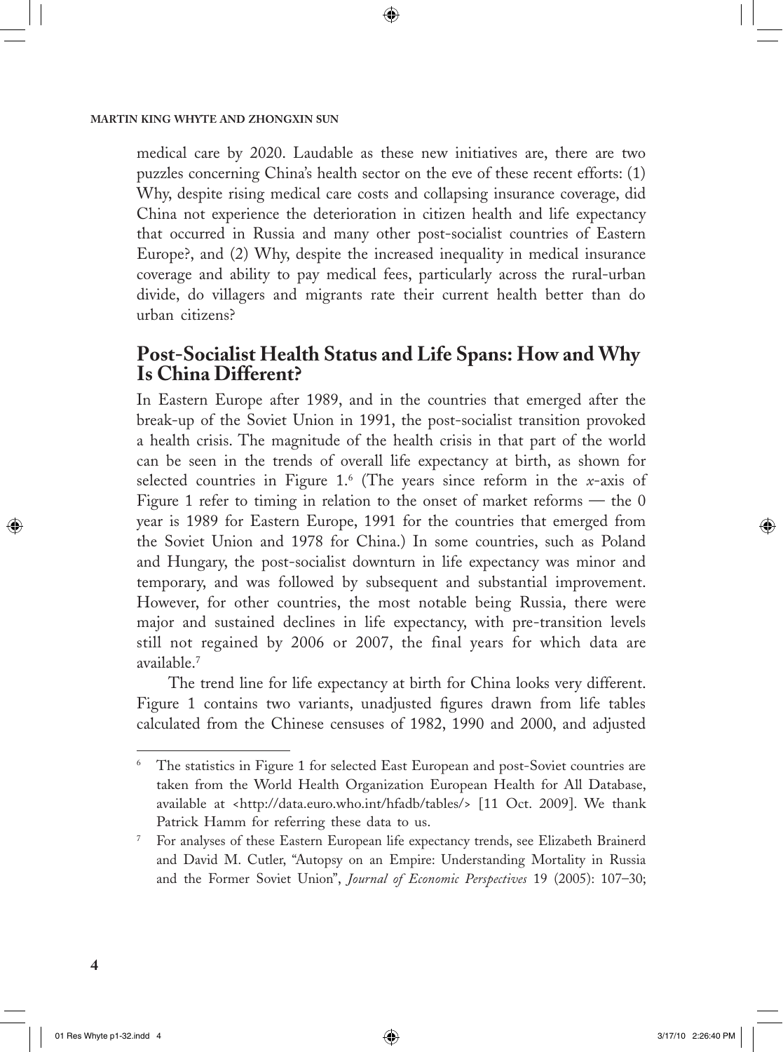medical care by 2020. Laudable as these new initiatives are, there are two puzzles concerning China's health sector on the eve of these recent efforts: (1) Why, despite rising medical care costs and collapsing insurance coverage, did China not experience the deterioration in citizen health and life expectancy that occurred in Russia and many other post-socialist countries of Eastern Europe?, and (2) Why, despite the increased inequality in medical insurance coverage and ability to pay medical fees, particularly across the rural-urban divide, do villagers and migrants rate their current health better than do urban citizens?

## Post-Socialist Health Status and Life Spans: How and Why Is China Different?

In Eastern Europe after 1989, and in the countries that emerged after the break-up of the Soviet Union in 1991, the post-socialist transition provoked a health crisis. The magnitude of the health crisis in that part of the world can be seen in the trends of overall life expectancy at birth, as shown for selected countries in Figure 1.[6] (The years since reform in the *x*-axis of Figure 1 refer to timing in relation to the onset of market reforms — the 0 year is 1989 for Eastern Europe, 1991 for the countries that emerged from the Soviet Union and 1978 for China.) In some countries, such as Poland and Hungary, the post-socialist downturn in life expectancy was minor and temporary, and was followed by subsequent and substantial improvement. However, for other countries, the most notable being Russia, there were major and sustained declines in life expectancy, with pre-transition levels still not regained by 2006 or 2007, the final years for which data are available.[7]

The trend line for life expectancy at birth for China looks very different. Figure 1 contains two variants, unadjusted figures drawn from life tables calculated from the Chinese censuses of 1982, 1990 and 2000, and adjusted

---

[6] The statistics in Figure 1 for selected East European and post-Soviet countries are taken from the World Health Organization European Health for All Database, available at <http://data.euro.who.int/hfadb/tables/> [11 Oct. 2009]. We thank Patrick Hamm for referring these data to us.

[7] For analyses of these Eastern European life expectancy trends, see Elizabeth Brainerd and David M. Cutler, "Autopsy on an Empire: Understanding Mortality in Russia and the Former Soviet Union", *Journal of Economic Perspectives* 19 (2005): 107–30;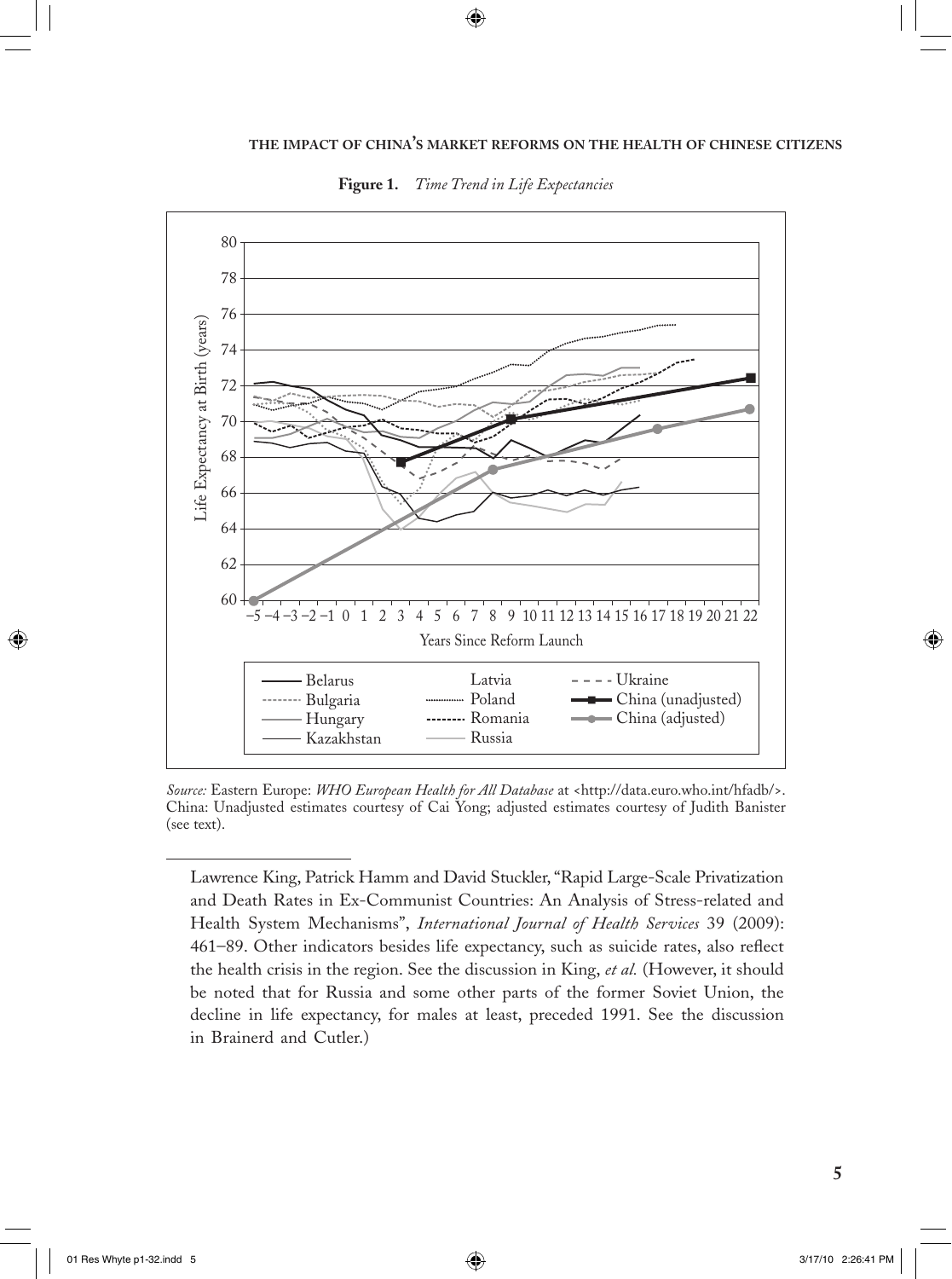**Figure 1.** *Time Trend in Life Expectancies*

*Source:* Eastern Europe: *WHO European Health for All Database* at <http://data.euro.who.int/hfadb/>. China: Unadjusted estimates courtesy of Cai Yong; adjusted estimates courtesy of Judith Banister (see text).

---

Lawrence King, Patrick Hamm and David Stuckler, "Rapid Large-Scale Privatization and Death Rates in Ex-Communist Countries: An Analysis of Stress-related and Health System Mechanisms", *International Journal of Health Services* 39 (2009): 461–89. Other indicators besides life expectancy, such as suicide rates, also reflect the health crisis in the region. See the discussion in King, *et al.* (However, it should be noted that for Russia and some other parts of the former Soviet Union, the decline in life expectancy, for males at least, preceded 1991. See the discussion in Brainerd and Cutler.)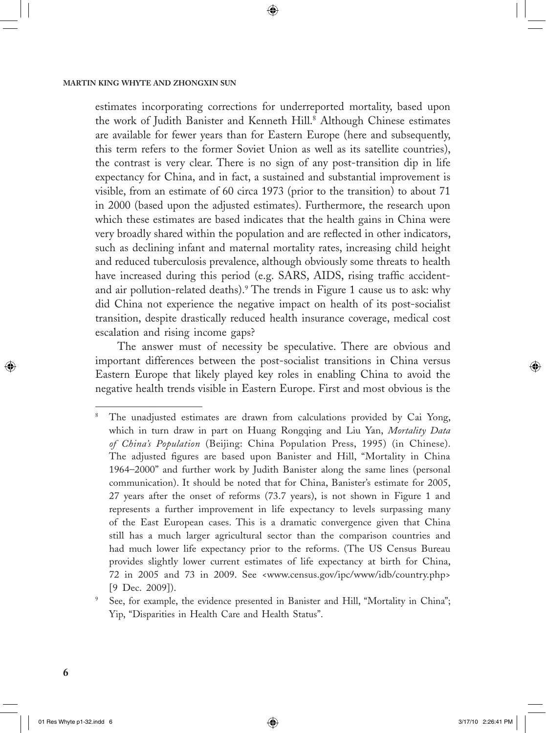estimates incorporating corrections for underreported mortality, based upon the work of Judith Banister and Kenneth Hill.[8] Although Chinese estimates are available for fewer years than for Eastern Europe (here and subsequently, this term refers to the former Soviet Union as well as its satellite countries), the contrast is very clear. There is no sign of any post-transition dip in life expectancy for China, and in fact, a sustained and substantial improvement is visible, from an estimate of 60 circa 1973 (prior to the transition) to about 71 in 2000 (based upon the adjusted estimates). Furthermore, the research upon which these estimates are based indicates that the health gains in China were very broadly shared within the population and are reflected in other indicators, such as declining infant and maternal mortality rates, increasing child height and reduced tuberculosis prevalence, although obviously some threats to health have increased during this period (e.g. SARS, AIDS, rising traffic accident- and air pollution-related deaths).[9] The trends in Figure 1 cause us to ask: why did China not experience the negative impact on health of its post-socialist transition, despite drastically reduced health insurance coverage, medical cost escalation and rising income gaps?

The answer must of necessity be speculative. There are obvious and important differences between the post-socialist transitions in China versus Eastern Europe that likely played key roles in enabling China to avoid the negative health trends visible in Eastern Europe. First and most obvious is the

---

[8] The unadjusted estimates are drawn from calculations provided by Cai Yong, which in turn draw in part on Huang Rongqing and Liu Yan, *Mortality Data of China's Population* (Beijing: China Population Press, 1995) (in Chinese). The adjusted figures are based upon Banister and Hill, "Mortality in China 1964–2000" and further work by Judith Banister along the same lines (personal communication). It should be noted that for China, Banister's estimate for 2005, 27 years after the onset of reforms (73.7 years), is not shown in Figure 1 and represents a further improvement in life expectancy to levels surpassing many of the East European cases. This is a dramatic convergence given that China still has a much larger agricultural sector than the comparison countries and had much lower life expectancy prior to the reforms. (The US Census Bureau provides slightly lower current estimates of life expectancy at birth for China, 72 in 2005 and 73 in 2009. See <www.census.gov/ipc/www/idb/country.php> [9 Dec. 2009]).

[9] See, for example, the evidence presented in Banister and Hill, "Mortality in China"; Yip, "Disparities in Health Care and Health Status".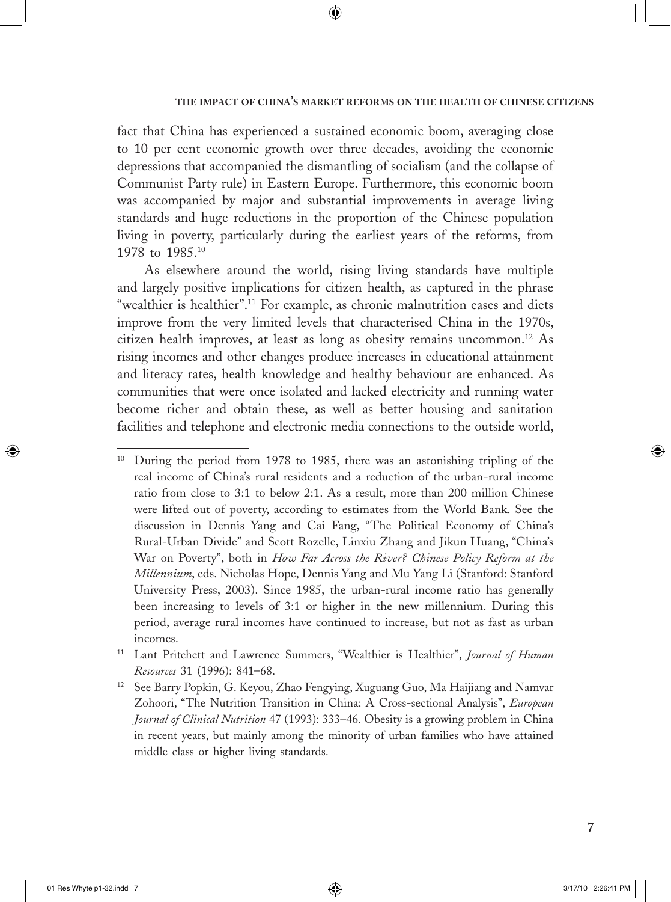fact that China has experienced a sustained economic boom, averaging close to 10 per cent economic growth over three decades, avoiding the economic depressions that accompanied the dismantling of socialism (and the collapse of Communist Party rule) in Eastern Europe. Furthermore, this economic boom was accompanied by major and substantial improvements in average living standards and huge reductions in the proportion of the Chinese population living in poverty, particularly during the earliest years of the reforms, from 1978 to 1985.[10]

As elsewhere around the world, rising living standards have multiple and largely positive implications for citizen health, as captured in the phrase "wealthier is healthier".[11] For example, as chronic malnutrition eases and diets improve from the very limited levels that characterised China in the 1970s, citizen health improves, at least as long as obesity remains uncommon.[12] As rising incomes and other changes produce increases in educational attainment and literacy rates, health knowledge and healthy behaviour are enhanced. As communities that were once isolated and lacked electricity and running water become richer and obtain these, as well as better housing and sanitation facilities and telephone and electronic media connections to the outside world,

---

[10] During the period from 1978 to 1985, there was an astonishing tripling of the real income of China's rural residents and a reduction of the urban-rural income ratio from close to 3:1 to below 2:1. As a result, more than 200 million Chinese were lifted out of poverty, according to estimates from the World Bank. See the discussion in Dennis Yang and Cai Fang, "The Political Economy of China's Rural-Urban Divide" and Scott Rozelle, Linxiu Zhang and Jikun Huang, "China's War on Poverty", both in *How Far Across the River? Chinese Policy Reform at the Millennium*, eds. Nicholas Hope, Dennis Yang and Mu Yang Li (Stanford: Stanford University Press, 2003). Since 1985, the urban-rural income ratio has generally been increasing to levels of 3:1 or higher in the new millennium. During this period, average rural incomes have continued to increase, but not as fast as urban incomes.

[11] Lant Pritchett and Lawrence Summers, "Wealthier is Healthier", *Journal of Human Resources* 31 (1996): 841–68.

[12] See Barry Popkin, G. Keyou, Zhao Fengying, Xuguang Guo, Ma Haijiang and Namvar Zohoori, "The Nutrition Transition in China: A Cross-sectional Analysis", *European Journal of Clinical Nutrition* 47 (1993): 333–46. Obesity is a growing problem in China in recent years, but mainly among the minority of urban families who have attained middle class or higher living standards.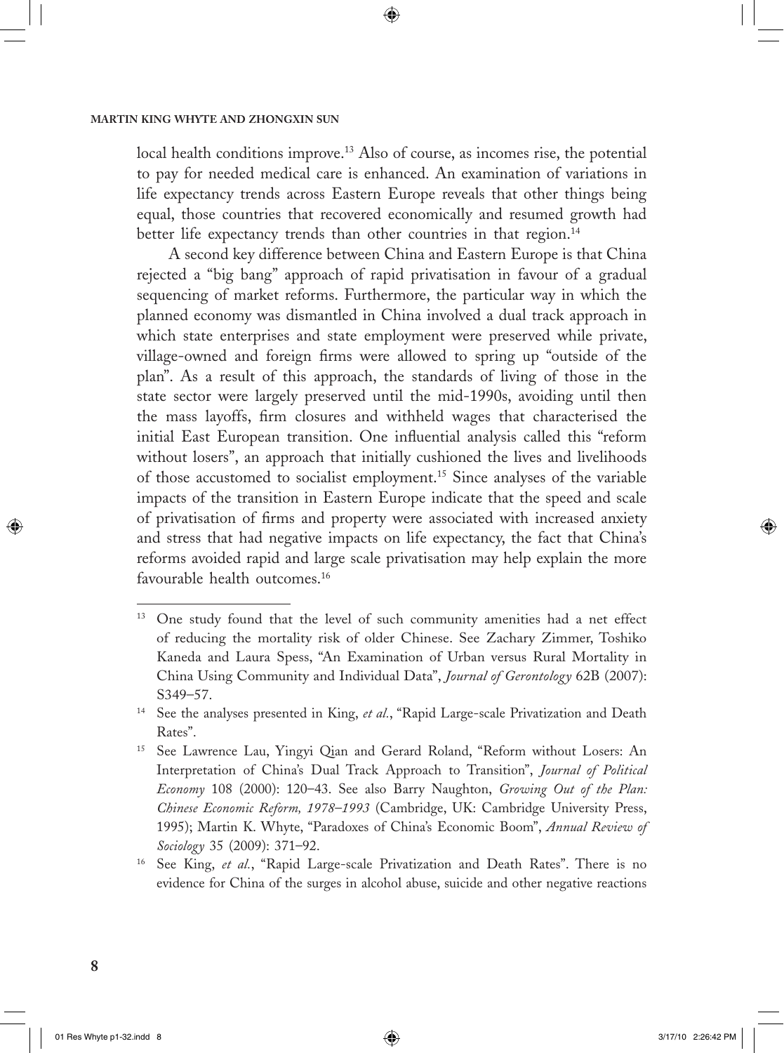local health conditions improve.[13] Also of course, as incomes rise, the potential to pay for needed medical care is enhanced. An examination of variations in life expectancy trends across Eastern Europe reveals that other things being equal, those countries that recovered economically and resumed growth had better life expectancy trends than other countries in that region.[14]

A second key difference between China and Eastern Europe is that China rejected a "big bang" approach of rapid privatisation in favour of a gradual sequencing of market reforms. Furthermore, the particular way in which the planned economy was dismantled in China involved a dual track approach in which state enterprises and state employment were preserved while private, village-owned and foreign firms were allowed to spring up "outside of the plan". As a result of this approach, the standards of living of those in the state sector were largely preserved until the mid-1990s, avoiding until then the mass layoffs, firm closures and withheld wages that characterised the initial East European transition. One influential analysis called this "reform without losers", an approach that initially cushioned the lives and livelihoods of those accustomed to socialist employment.[15] Since analyses of the variable impacts of the transition in Eastern Europe indicate that the speed and scale of privatisation of firms and property were associated with increased anxiety and stress that had negative impacts on life expectancy, the fact that China's reforms avoided rapid and large scale privatisation may help explain the more favourable health outcomes.[16]

---

[13] One study found that the level of such community amenities had a net effect of reducing the mortality risk of older Chinese. See Zachary Zimmer, Toshiko Kaneda and Laura Spess, "An Examination of Urban versus Rural Mortality in China Using Community and Individual Data", *Journal of Gerontology* 62B (2007): S349–57.

[14] See the analyses presented in King, *et al.*, "Rapid Large-scale Privatization and Death Rates".

[15] See Lawrence Lau, Yingyi Qian and Gerard Roland, "Reform without Losers: An Interpretation of China's Dual Track Approach to Transition", *Journal of Political Economy* 108 (2000): 120–43. See also Barry Naughton, *Growing Out of the Plan: Chinese Economic Reform, 1978–1993* (Cambridge, UK: Cambridge University Press, 1995); Martin K. Whyte, "Paradoxes of China's Economic Boom", *Annual Review of Sociology* 35 (2009): 371–92.

[16] See King, *et al.*, "Rapid Large-scale Privatization and Death Rates". There is no evidence for China of the surges in alcohol abuse, suicide and other negative reactions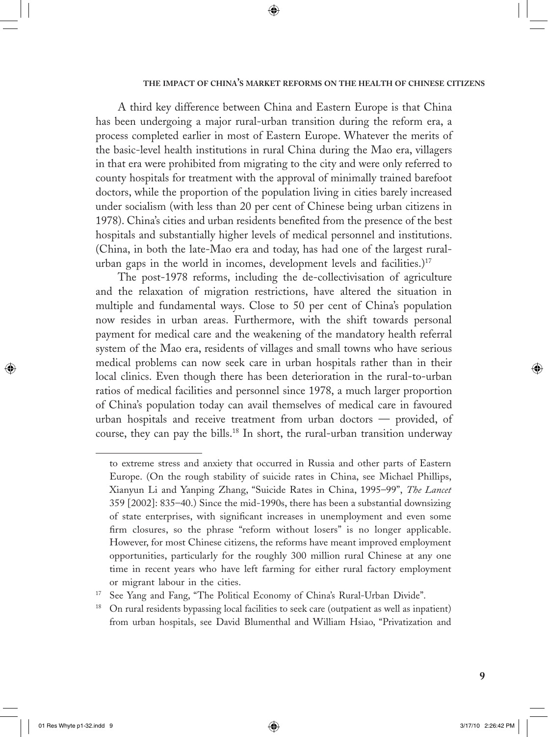A third key difference between China and Eastern Europe is that China has been undergoing a major rural-urban transition during the reform era, a process completed earlier in most of Eastern Europe. Whatever the merits of the basic-level health institutions in rural China during the Mao era, villagers in that era were prohibited from migrating to the city and were only referred to county hospitals for treatment with the approval of minimally trained barefoot doctors, while the proportion of the population living in cities barely increased under socialism (with less than 20 per cent of Chinese being urban citizens in 1978). China's cities and urban residents benefited from the presence of the best hospitals and substantially higher levels of medical personnel and institutions. (China, in both the late-Mao era and today, has had one of the largest rural-urban gaps in the world in incomes, development levels and facilities.)[17]

The post-1978 reforms, including the de-collectivisation of agriculture and the relaxation of migration restrictions, have altered the situation in multiple and fundamental ways. Close to 50 per cent of China's population now resides in urban areas. Furthermore, with the shift towards personal payment for medical care and the weakening of the mandatory health referral system of the Mao era, residents of villages and small towns who have serious medical problems can now seek care in urban hospitals rather than in their local clinics. Even though there has been deterioration in the rural-to-urban ratios of medical facilities and personnel since 1978, a much larger proportion of China's population today can avail themselves of medical care in favoured urban hospitals and receive treatment from urban doctors — provided, of course, they can pay the bills.[18] In short, the rural-urban transition underway

---

to extreme stress and anxiety that occurred in Russia and other parts of Eastern Europe. (On the rough stability of suicide rates in China, see Michael Phillips, Xianyun Li and Yanping Zhang, "Suicide Rates in China, 1995–99", *The Lancet* 359 [2002]: 835–40.) Since the mid-1990s, there has been a substantial downsizing of state enterprises, with significant increases in unemployment and even some firm closures, so the phrase "reform without losers" is no longer applicable. However, for most Chinese citizens, the reforms have meant improved employment opportunities, particularly for the roughly 300 million rural Chinese at any one time in recent years who have left farming for either rural factory employment or migrant labour in the cities.

[17] See Yang and Fang, "The Political Economy of China's Rural-Urban Divide".

[18] On rural residents bypassing local facilities to seek care (outpatient as well as inpatient) from urban hospitals, see David Blumenthal and William Hsiao, "Privatization and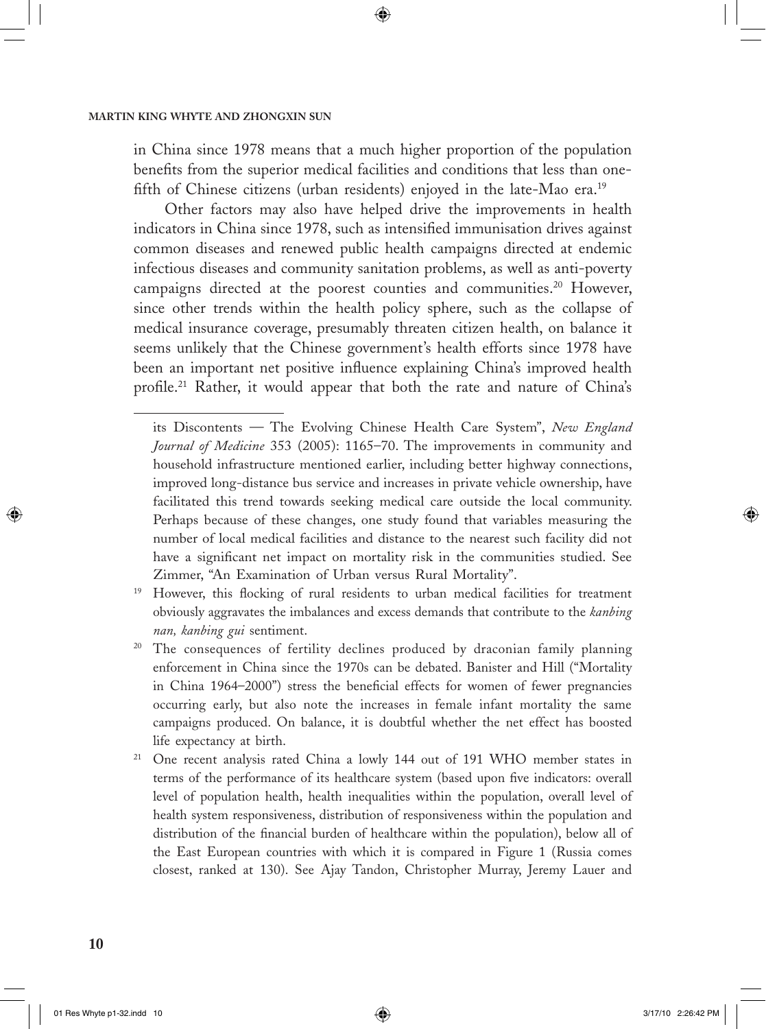in China since 1978 means that a much higher proportion of the population benefits from the superior medical facilities and conditions that less than one-fifth of Chinese citizens (urban residents) enjoyed in the late-Mao era.[19]

Other factors may also have helped drive the improvements in health indicators in China since 1978, such as intensified immunisation drives against common diseases and renewed public health campaigns directed at endemic infectious diseases and community sanitation problems, as well as anti-poverty campaigns directed at the poorest counties and communities.[20] However, since other trends within the health policy sphere, such as the collapse of medical insurance coverage, presumably threaten citizen health, on balance it seems unlikely that the Chinese government's health efforts since 1978 have been an important net positive influence explaining China's improved health profile.[21] Rather, it would appear that both the rate and nature of China's

---

its Discontents — The Evolving Chinese Health Care System", *New England Journal of Medicine* 353 (2005): 1165–70. The improvements in community and household infrastructure mentioned earlier, including better highway connections, improved long-distance bus service and increases in private vehicle ownership, have facilitated this trend towards seeking medical care outside the local community. Perhaps because of these changes, one study found that variables measuring the number of local medical facilities and distance to the nearest such facility did not have a significant net impact on mortality risk in the communities studied. See Zimmer, "An Examination of Urban versus Rural Mortality".

[19] However, this flocking of rural residents to urban medical facilities for treatment obviously aggravates the imbalances and excess demands that contribute to the *kanbing nan, kanbing gui* sentiment.

[20] The consequences of fertility declines produced by draconian family planning enforcement in China since the 1970s can be debated. Banister and Hill ("Mortality in China 1964–2000") stress the beneficial effects for women of fewer pregnancies occurring early, but also note the increases in female infant mortality the same campaigns produced. On balance, it is doubtful whether the net effect has boosted life expectancy at birth.

[21] One recent analysis rated China a lowly 144 out of 191 WHO member states in terms of the performance of its healthcare system (based upon five indicators: overall level of population health, health inequalities within the population, overall level of health system responsiveness, distribution of responsiveness within the population and distribution of the financial burden of healthcare within the population), below all of the East European countries with which it is compared in Figure 1 (Russia comes closest, ranked at 130). See Ajay Tandon, Christopher Murray, Jeremy Lauer and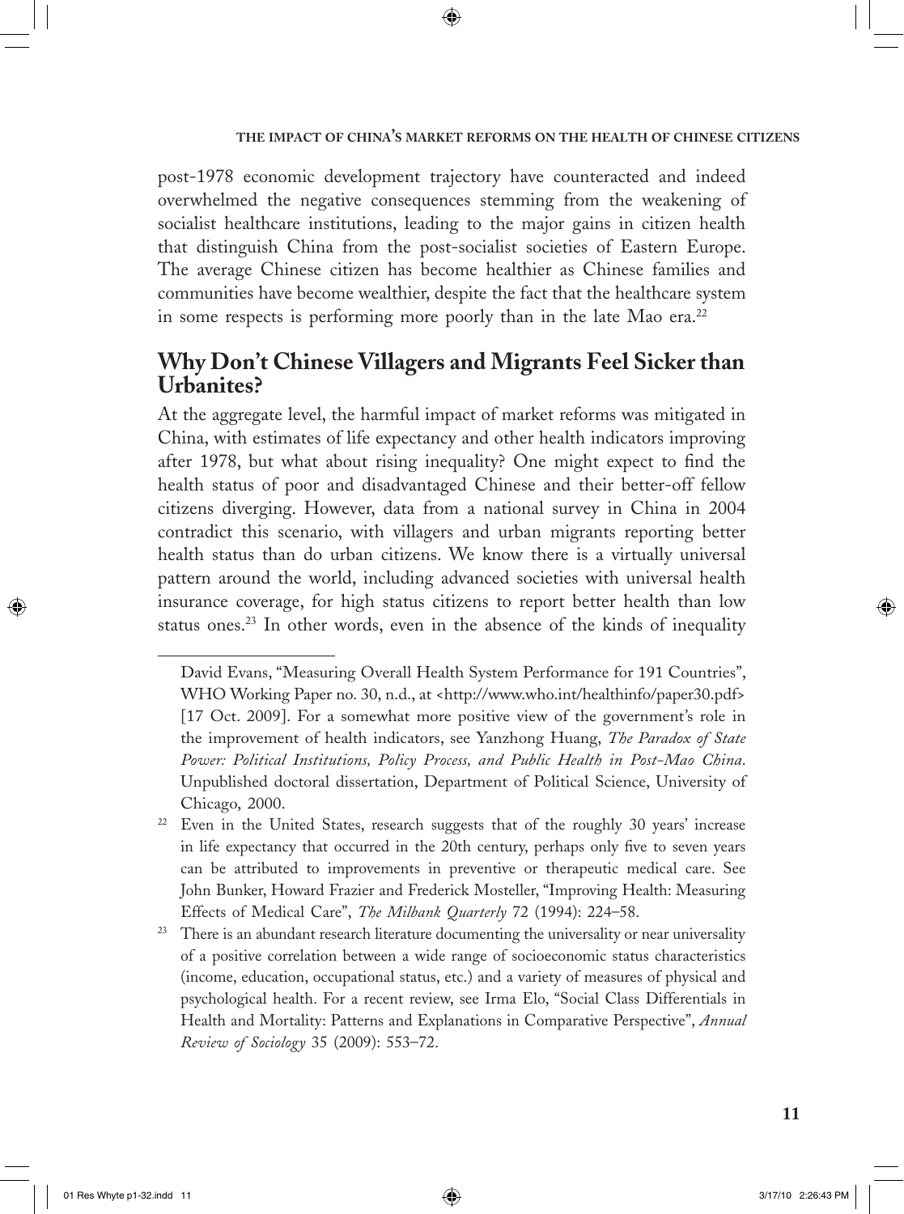post-1978 economic development trajectory have counteracted and indeed overwhelmed the negative consequences stemming from the weakening of socialist healthcare institutions, leading to the major gains in citizen health that distinguish China from the post-socialist societies of Eastern Europe. The average Chinese citizen has become healthier as Chinese families and communities have become wealthier, despite the fact that the healthcare system in some respects is performing more poorly than in the late Mao era.[22]

## Why Don't Chinese Villagers and Migrants Feel Sicker than Urbanites?

At the aggregate level, the harmful impact of market reforms was mitigated in China, with estimates of life expectancy and other health indicators improving after 1978, but what about rising inequality? One might expect to find the health status of poor and disadvantaged Chinese and their better-off fellow citizens diverging. However, data from a national survey in China in 2004 contradict this scenario, with villagers and urban migrants reporting better health status than do urban citizens. We know there is a virtually universal pattern around the world, including advanced societies with universal health insurance coverage, for high status citizens to report better health than low status ones.[23] In other words, even in the absence of the kinds of inequality

---

David Evans, "Measuring Overall Health System Performance for 191 Countries", WHO Working Paper no. 30, n.d., at <http://www.who.int/healthinfo/paper30.pdf> [17 Oct. 2009]. For a somewhat more positive view of the government's role in the improvement of health indicators, see Yanzhong Huang, *The Paradox of State Power: Political Institutions, Policy Process, and Public Health in Post-Mao China*. Unpublished doctoral dissertation, Department of Political Science, University of Chicago, 2000.

[22] Even in the United States, research suggests that of the roughly 30 years' increase in life expectancy that occurred in the 20th century, perhaps only five to seven years can be attributed to improvements in preventive or therapeutic medical care. See John Bunker, Howard Frazier and Frederick Mosteller, "Improving Health: Measuring Effects of Medical Care", *The Milbank Quarterly* 72 (1994): 224–58.

[23] There is an abundant research literature documenting the universality or near universality of a positive correlation between a wide range of socioeconomic status characteristics (income, education, occupational status, etc.) and a variety of measures of physical and psychological health. For a recent review, see Irma Elo, "Social Class Differentials in Health and Mortality: Patterns and Explanations in Comparative Perspective", *Annual Review of Sociology* 35 (2009): 553–72.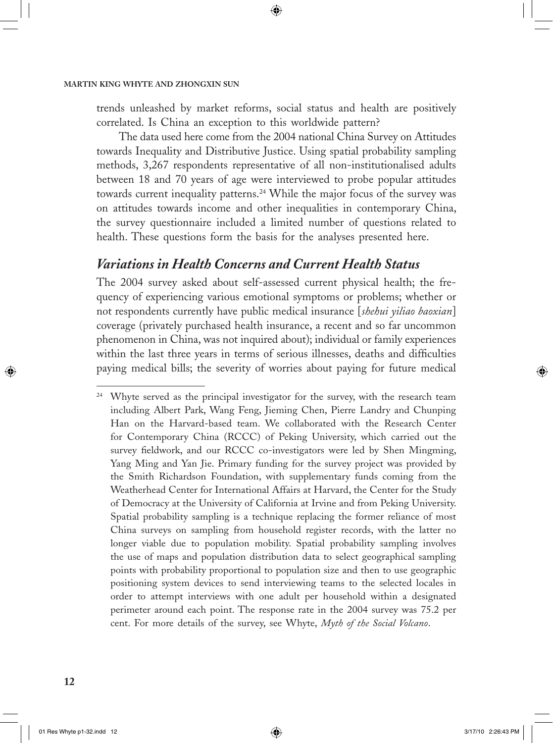trends unleashed by market reforms, social status and health are positively correlated. Is China an exception to this worldwide pattern?

The data used here come from the 2004 national China Survey on Attitudes towards Inequality and Distributive Justice. Using spatial probability sampling methods, 3,267 respondents representative of all non-institutionalised adults between 18 and 70 years of age were interviewed to probe popular attitudes towards current inequality patterns.[24] While the major focus of the survey was on attitudes towards income and other inequalities in contemporary China, the survey questionnaire included a limited number of questions related to health. These questions form the basis for the analyses presented here.

## *Variations in Health Concerns and Current Health Status*

The 2004 survey asked about self-assessed current physical health; the frequency of experiencing various emotional symptoms or problems; whether or not respondents currently have public medical insurance [*shehui yiliao baoxian*] coverage (privately purchased health insurance, a recent and so far uncommon phenomenon in China, was not inquired about); individual or family experiences within the last three years in terms of serious illnesses, deaths and difficulties paying medical bills; the severity of worries about paying for future medical

---

[24] Whyte served as the principal investigator for the survey, with the research team including Albert Park, Wang Feng, Jieming Chen, Pierre Landry and Chunping Han on the Harvard-based team. We collaborated with the Research Center for Contemporary China (RCCC) of Peking University, which carried out the survey fieldwork, and our RCCC co-investigators were led by Shen Mingming, Yang Ming and Yan Jie. Primary funding for the survey project was provided by the Smith Richardson Foundation, with supplementary funds coming from the Weatherhead Center for International Affairs at Harvard, the Center for the Study of Democracy at the University of California at Irvine and from Peking University. Spatial probability sampling is a technique replacing the former reliance of most China surveys on sampling from household register records, with the latter no longer viable due to population mobility. Spatial probability sampling involves the use of maps and population distribution data to select geographical sampling points with probability proportional to population size and then to use geographic positioning system devices to send interviewing teams to the selected locales in order to attempt interviews with one adult per household within a designated perimeter around each point. The response rate in the 2004 survey was 75.2 per cent. For more details of the survey, see Whyte, *Myth of the Social Volcano*.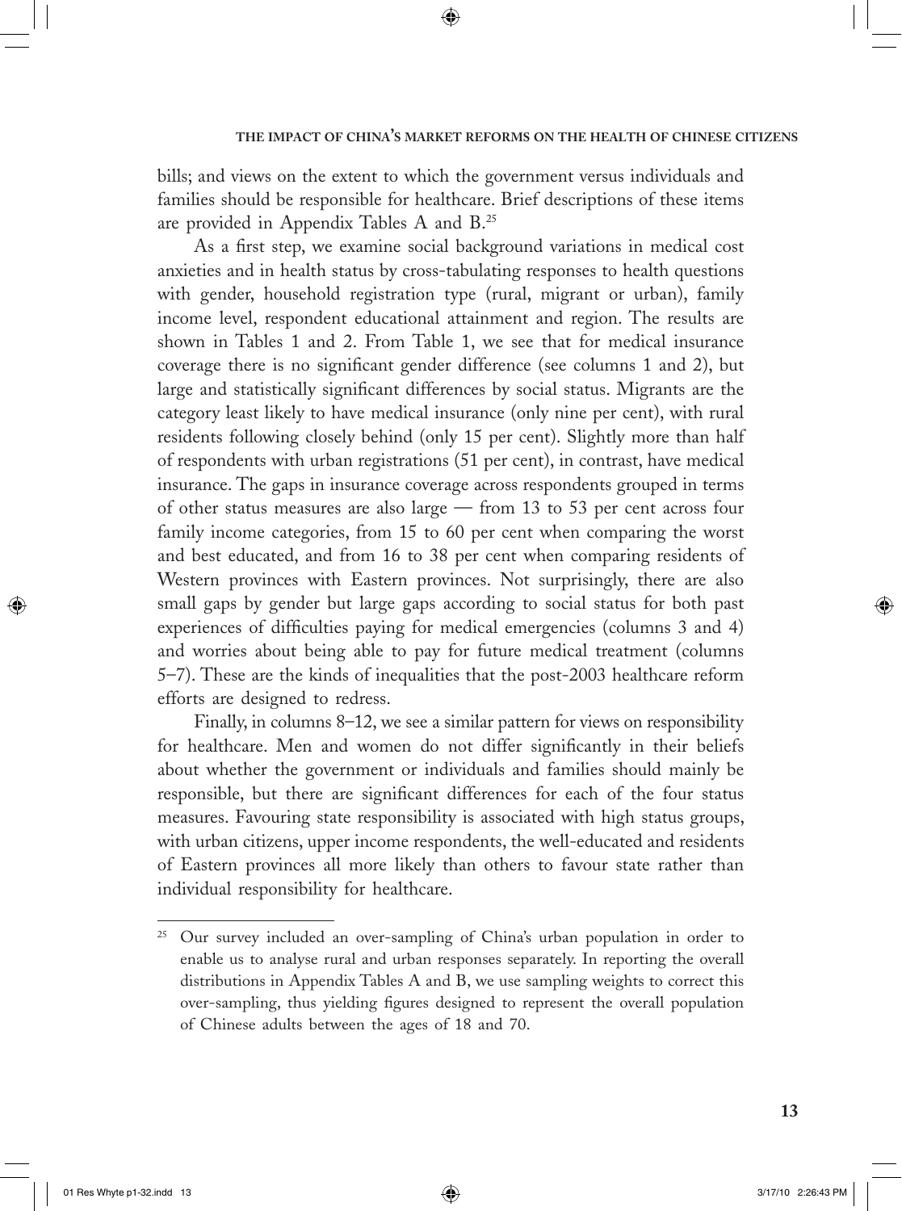bills; and views on the extent to which the government versus individuals and families should be responsible for healthcare. Brief descriptions of these items are provided in Appendix Tables A and B.[25]

As a first step, we examine social background variations in medical cost anxieties and in health status by cross-tabulating responses to health questions with gender, household registration type (rural, migrant or urban), family income level, respondent educational attainment and region. The results are shown in Tables 1 and 2. From Table 1, we see that for medical insurance coverage there is no significant gender difference (see columns 1 and 2), but large and statistically significant differences by social status. Migrants are the category least likely to have medical insurance (only nine per cent), with rural residents following closely behind (only 15 per cent). Slightly more than half of respondents with urban registrations (51 per cent), in contrast, have medical insurance. The gaps in insurance coverage across respondents grouped in terms of other status measures are also large — from 13 to 53 per cent across four family income categories, from 15 to 60 per cent when comparing the worst and best educated, and from 16 to 38 per cent when comparing residents of Western provinces with Eastern provinces. Not surprisingly, there are also small gaps by gender but large gaps according to social status for both past experiences of difficulties paying for medical emergencies (columns 3 and 4) and worries about being able to pay for future medical treatment (columns 5–7). These are the kinds of inequalities that the post-2003 healthcare reform efforts are designed to redress.

Finally, in columns 8–12, we see a similar pattern for views on responsibility for healthcare. Men and women do not differ significantly in their beliefs about whether the government or individuals and families should mainly be responsible, but there are significant differences for each of the four status measures. Favouring state responsibility is associated with high status groups, with urban citizens, upper income respondents, the well-educated and residents of Eastern provinces all more likely than others to favour state rather than individual responsibility for healthcare.

---

[25] Our survey included an over-sampling of China's urban population in order to enable us to analyse rural and urban responses separately. In reporting the overall distributions in Appendix Tables A and B, we use sampling weights to correct this over-sampling, thus yielding figures designed to represent the overall population of Chinese adults between the ages of 18 and 70.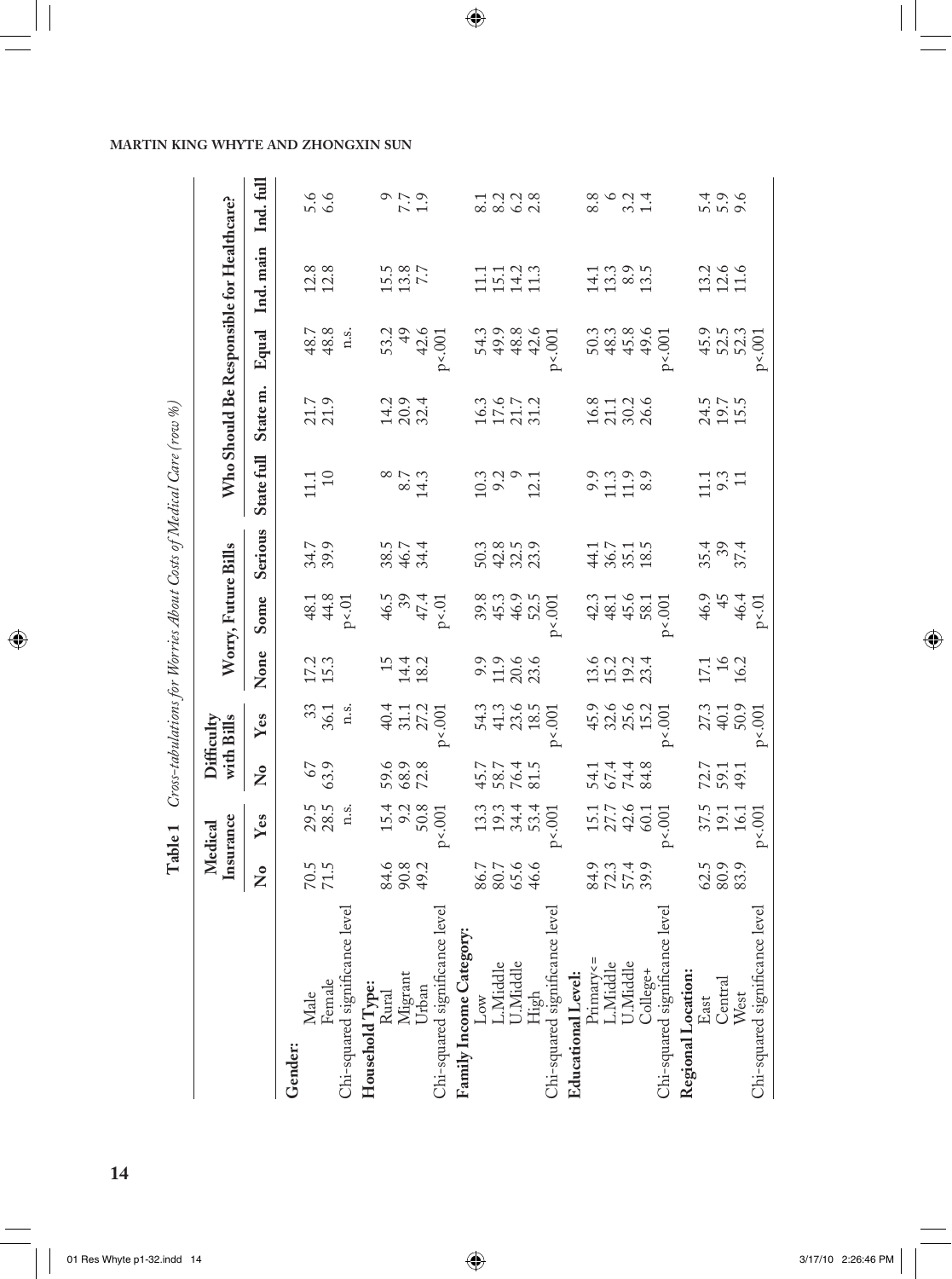**Table 1** *Cross-tabulations for Worries About Costs of Medical Care (row %)*

| | Medical Insurance | | Difficulty with Bills | | Worry, Future Bills | | | Who Should Be Responsible for Healthcare? | | | | |
|---|---|---|---|---|---|---|---|---|---|---|---|---|
| | No | Yes | No | Yes | None | Some | Serious | State full | State m. | Equal | Ind. main | Ind. full |
| **Gender:** | | | | | | | | | | | | |
| Male | 70.5 | 29.5 | 67 | 33 | 17.2 | 48.1 | 34.7 | 11.1 | 21.7 | 48.7 | 12.8 | 5.6 |
| Female | 71.5 | 28.5 | 63.9 | 36.1 | 15.3 | 44.8 | 39.9 | 10 | 21.9 | 48.8 | 12.8 | 6.6 |
| Chi-squared significance level | | n.s. | | n.s. | | p<.01 | | | | n.s. | | |
| **Household Type:** | | | | | | | | | | | | |
| Rural | 84.6 | 15.4 | 59.6 | 40.4 | 15 | 46.5 | 38.5 | 8 | 14.2 | 53.2 | 15.5 | 9 |
| Migrant | 90.8 | 9.2 | 68.9 | 31.1 | 14.4 | 39 | 46.7 | 8.7 | 20.9 | 49 | 13.8 | 7.7 |
| Urban | 49.2 | 50.8 | 72.8 | 27.2 | 18.2 | 47.4 | 34.4 | 14.3 | 32.4 | 42.6 | 7.7 | 1.9 |
| Chi-squared significance level | | p<.001 | | p<.001 | | p<.01 | | | | p<.001 | | |
| **Family Income Category:** | | | | | | | | | | | | |
| Low | 86.7 | 13.3 | 45.7 | 54.3 | 9.9 | 39.8 | 50.3 | 10.3 | 16.3 | 54.3 | 11.1 | 8.1 |
| L.Middle | 80.7 | 19.3 | 58.7 | 41.3 | 11.9 | 45.3 | 42.8 | 9.2 | 17.6 | 49.9 | 15.1 | 8.2 |
| U.Middle | 65.6 | 34.4 | 76.4 | 23.6 | 20.6 | 46.9 | 32.5 | 9 | 21.7 | 48.8 | 14.2 | 6.2 |
| High | 46.6 | 53.4 | 81.5 | 18.5 | 23.6 | 52.5 | 23.9 | 12.1 | 31.2 | 42.6 | 11.3 | 2.8 |
| Chi-squared significance level | | p<.001 | | p<.001 | | p<.001 | | | | p<.001 | | |
| **Educational Level:** | | | | | | | | | | | | |
| Primary<= | 84.9 | 15.1 | 54.1 | 45.9 | 13.6 | 42.3 | 44.1 | 9.9 | 16.8 | 50.3 | 14.1 | 8.8 |
| L.Middle | 72.3 | 27.7 | 67.4 | 32.6 | 15.2 | 48.1 | 36.7 | 11.3 | 21.1 | 48.3 | 13.3 | 6 |
| U.Middle | 57.4 | 42.6 | 74.4 | 25.6 | 19.2 | 45.6 | 35.1 | 11.9 | 30.2 | 45.8 | 8.9 | 3.2 |
| College+ | 39.9 | 60.1 | 84.8 | 15.2 | 23.4 | 58.1 | 18.5 | 8.9 | 26.6 | 49.6 | 13.5 | 1.4 |
| Chi-squared significance level | | p<.001 | | p<.001 | | p<.001 | | | | p<.001 | | |
| **Regional Location:** | | | | | | | | | | | | |
| East | 62.5 | 37.5 | 72.7 | 27.3 | 17.1 | 46.9 | 35.4 | 11.1 | 24.5 | 45.9 | 13.2 | 5.4 |
| Central | 80.9 | 19.1 | 59.1 | 40.1 | 16 | 45 | 39 | 9.3 | 19.7 | 52.5 | 12.6 | 5.9 |
| West | 83.9 | 16.1 | 49.1 | 50.9 | 16.2 | 46.4 | 37.4 | 11 | 15.5 | 52.3 | 11.6 | 9.6 |
| Chi-squared significance level | | p<.001 | | p<.001 | | p<.01 | | | | p<.001 | | |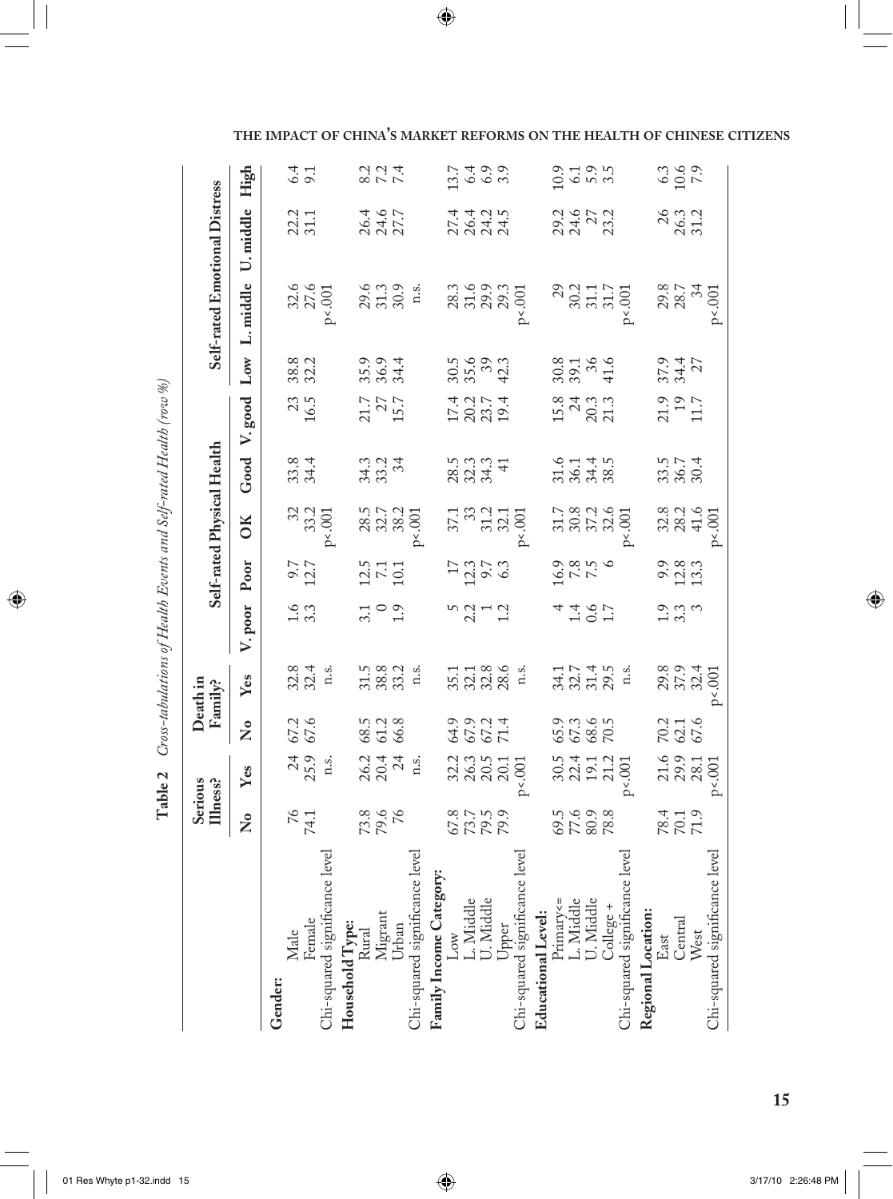**Table 2** *Cross-tabulations of Health Events and Self-rated Health (row %)*

| | Serious Illness? | | Death in Family? | | Self-rated Physical Health | | | | | Self-rated Emotional Distress | | | |
|---|---|---|---|---|---|---|---|---|---|---|---|---|---|
| | No | Yes | No | Yes | V. poor | Poor | OK | Good | V. good | Low | L. middle | U. middle | High |
| **Gender:** | | | | | | | | | | | | | |
| Male | 76 | 24 | 67.2 | 32.8 | 1.6 | 9.7 | 32 | 33.8 | 23 | 38.8 | 32.6 | 22.2 | 6.4 |
| Female | 74.1 | 25.9 | 67.6 | 32.4 | 3.3 | 12.7 | 33.2 | 34.4 | 16.5 | 32.2 | 27.6 | 31.1 | 9.1 |
| Chi-squared significance level | | n.s. | | n.s. | | | p<.001 | | | | p<.001 | | |
| **Household Type:** | | | | | | | | | | | | | |
| Rural | 73.8 | 26.2 | 68.5 | 31.5 | 3.1 | 12.5 | 28.5 | 34.3 | 21.7 | 35.9 | 29.6 | 26.4 | 8.2 |
| Migrant | 79.6 | 20.4 | 61.2 | 38.8 | 0 | 7.1 | 32.7 | 33.2 | 27 | 36.9 | 31.3 | 24.6 | 7.2 |
| Urban | 76 | 24 | 66.8 | 33.2 | 1.9 | 10.1 | 38.2 | 34 | 15.7 | 34.4 | 30.9 | 27.7 | 7.4 |
| Chi-squared significance level | | n.s. | | n.s. | | | p<.001 | | | | n.s. | | |
| **Family Income Category:** | | | | | | | | | | | | | |
| Low | 67.8 | 32.2 | 64.9 | 35.1 | 5 | 17 | 37.1 | 28.5 | 17.4 | 30.5 | 28.3 | 27.4 | 13.7 |
| L. Middle | 73.7 | 26.3 | 67.9 | 32.1 | 2.2 | 12.3 | 33 | 32.3 | 20.2 | 35.6 | 31.6 | 26.4 | 6.4 |
| U. Middle | 79.5 | 20.5 | 67.2 | 32.8 | 1 | 9.7 | 31.2 | 34.3 | 23.7 | 39 | 29.9 | 24.2 | 6.9 |
| Upper | 79.9 | 20.1 | 71.4 | 28.6 | 1.2 | 6.3 | 32.1 | 41 | 19.4 | 42.3 | 29.3 | 24.5 | 3.9 |
| Chi-squared significance level | | p<.001 | | n.s. | | | p<.001 | | | | p<.001 | | |
| **Educational Level:** | | | | | | | | | | | | | |
| Primary<= | 69.5 | 30.5 | 65.9 | 34.1 | 4 | 16.9 | 31.7 | 31.6 | 15.8 | 30.8 | 29 | 29.2 | 10.9 |
| L. Middle | 77.6 | 22.4 | 67.3 | 32.7 | 1.4 | 7.8 | 30.8 | 36.1 | 24 | 39.1 | 30.2 | 24.6 | 6.1 |
| U. Middle | 80.9 | 19.1 | 68.6 | 31.4 | 0.6 | 7.5 | 37.2 | 34.4 | 20.3 | 36 | 31.1 | 27 | 5.9 |
| College + | 78.8 | 21.2 | 70.5 | 29.5 | 1.7 | 6 | 32.6 | 38.5 | 21.3 | 41.6 | 31.7 | 23.2 | 3.5 |
| Chi-squared significance level | | p<.001 | | n.s. | | | p<.001 | | | | p<.001 | | |
| **Regional Location:** | | | | | | | | | | | | | |
| East | 78.4 | 21.6 | 70.2 | 29.8 | 1.9 | 9.9 | 32.8 | 33.5 | 21.9 | 37.9 | 29.8 | 26 | 6.3 |
| Central | 70.1 | 29.9 | 62.1 | 37.9 | 3.3 | 12.8 | 28.2 | 36.7 | 19 | 34.4 | 28.7 | 26.3 | 10.6 |
| West | 71.9 | 28.1 | 67.6 | 32.4 | 3 | 13.3 | 41.6 | 30.4 | 11.7 | 27 | 34 | 31.2 | 7.9 |
| Chi-squared significance level | | p<.001 | | p<.001 | | | p<.001 | | | | p<.001 | | |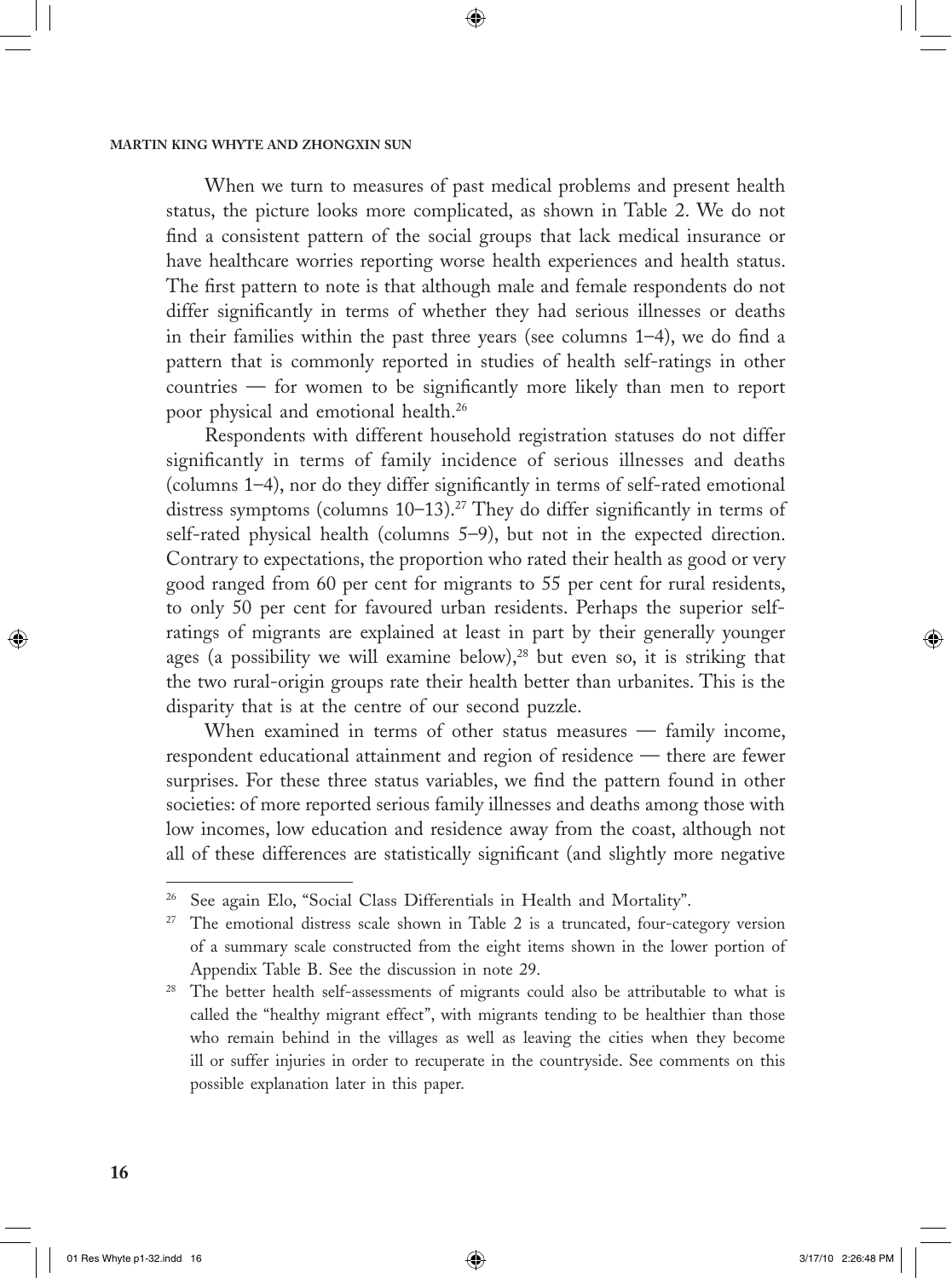When we turn to measures of past medical problems and present health status, the picture looks more complicated, as shown in Table 2. We do not find a consistent pattern of the social groups that lack medical insurance or have healthcare worries reporting worse health experiences and health status. The first pattern to note is that although male and female respondents do not differ significantly in terms of whether they had serious illnesses or deaths in their families within the past three years (see columns 1–4), we do find a pattern that is commonly reported in studies of health self-ratings in other countries — for women to be significantly more likely than men to report poor physical and emotional health.[26]

Respondents with different household registration statuses do not differ significantly in terms of family incidence of serious illnesses and deaths (columns 1–4), nor do they differ significantly in terms of self-rated emotional distress symptoms (columns 10–13).[27] They do differ significantly in terms of self-rated physical health (columns 5–9), but not in the expected direction. Contrary to expectations, the proportion who rated their health as good or very good ranged from 60 per cent for migrants to 55 per cent for rural residents, to only 50 per cent for favoured urban residents. Perhaps the superior self-ratings of migrants are explained at least in part by their generally younger ages (a possibility we will examine below),[28] but even so, it is striking that the two rural-origin groups rate their health better than urbanites. This is the disparity that is at the centre of our second puzzle.

When examined in terms of other status measures — family income, respondent educational attainment and region of residence — there are fewer surprises. For these three status variables, we find the pattern found in other societies: of more reported serious family illnesses and deaths among those with low incomes, low education and residence away from the coast, although not all of these differences are statistically significant (and slightly more negative

---

[26] See again Elo, "Social Class Differentials in Health and Mortality".

[27] The emotional distress scale shown in Table 2 is a truncated, four-category version of a summary scale constructed from the eight items shown in the lower portion of Appendix Table B. See the discussion in note 29.

[28] The better health self-assessments of migrants could also be attributable to what is called the "healthy migrant effect", with migrants tending to be healthier than those who remain behind in the villages as well as leaving the cities when they become ill or suffer injuries in order to recuperate in the countryside. See comments on this possible explanation later in this paper.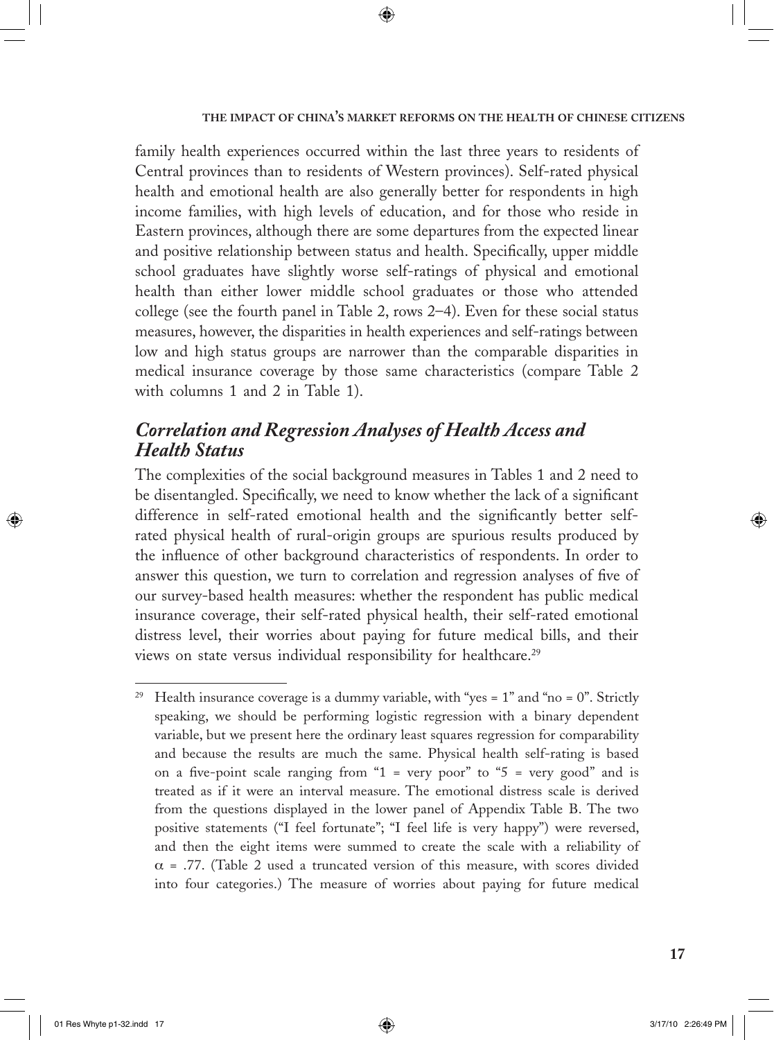family health experiences occurred within the last three years to residents of Central provinces than to residents of Western provinces). Self-rated physical health and emotional health are also generally better for respondents in high income families, with high levels of education, and for those who reside in Eastern provinces, although there are some departures from the expected linear and positive relationship between status and health. Specifically, upper middle school graduates have slightly worse self-ratings of physical and emotional health than either lower middle school graduates or those who attended college (see the fourth panel in Table 2, rows 2–4). Even for these social status measures, however, the disparities in health experiences and self-ratings between low and high status groups are narrower than the comparable disparities in medical insurance coverage by those same characteristics (compare Table 2 with columns 1 and 2 in Table 1).

## *Correlation and Regression Analyses of Health Access and Health Status*

The complexities of the social background measures in Tables 1 and 2 need to be disentangled. Specifically, we need to know whether the lack of a significant difference in self-rated emotional health and the significantly better self-rated physical health of rural-origin groups are spurious results produced by the influence of other background characteristics of respondents. In order to answer this question, we turn to correlation and regression analyses of five of our survey-based health measures: whether the respondent has public medical insurance coverage, their self-rated physical health, their self-rated emotional distress level, their worries about paying for future medical bills, and their views on state versus individual responsibility for healthcare.[29]

---

[29] Health insurance coverage is a dummy variable, with "yes = 1" and "no = 0". Strictly speaking, we should be performing logistic regression with a binary dependent variable, but we present here the ordinary least squares regression for comparability and because the results are much the same. Physical health self-rating is based on a five-point scale ranging from "1 = very poor" to "5 = very good" and is treated as if it were an interval measure. The emotional distress scale is derived from the questions displayed in the lower panel of Appendix Table B. The two positive statements ("I feel fortunate"; "I feel life is very happy") were reversed, and then the eight items were summed to create the scale with a reliability of $\alpha = .77$. (Table 2 used a truncated version of this measure, with scores divided into four categories.) The measure of worries about paying for future medical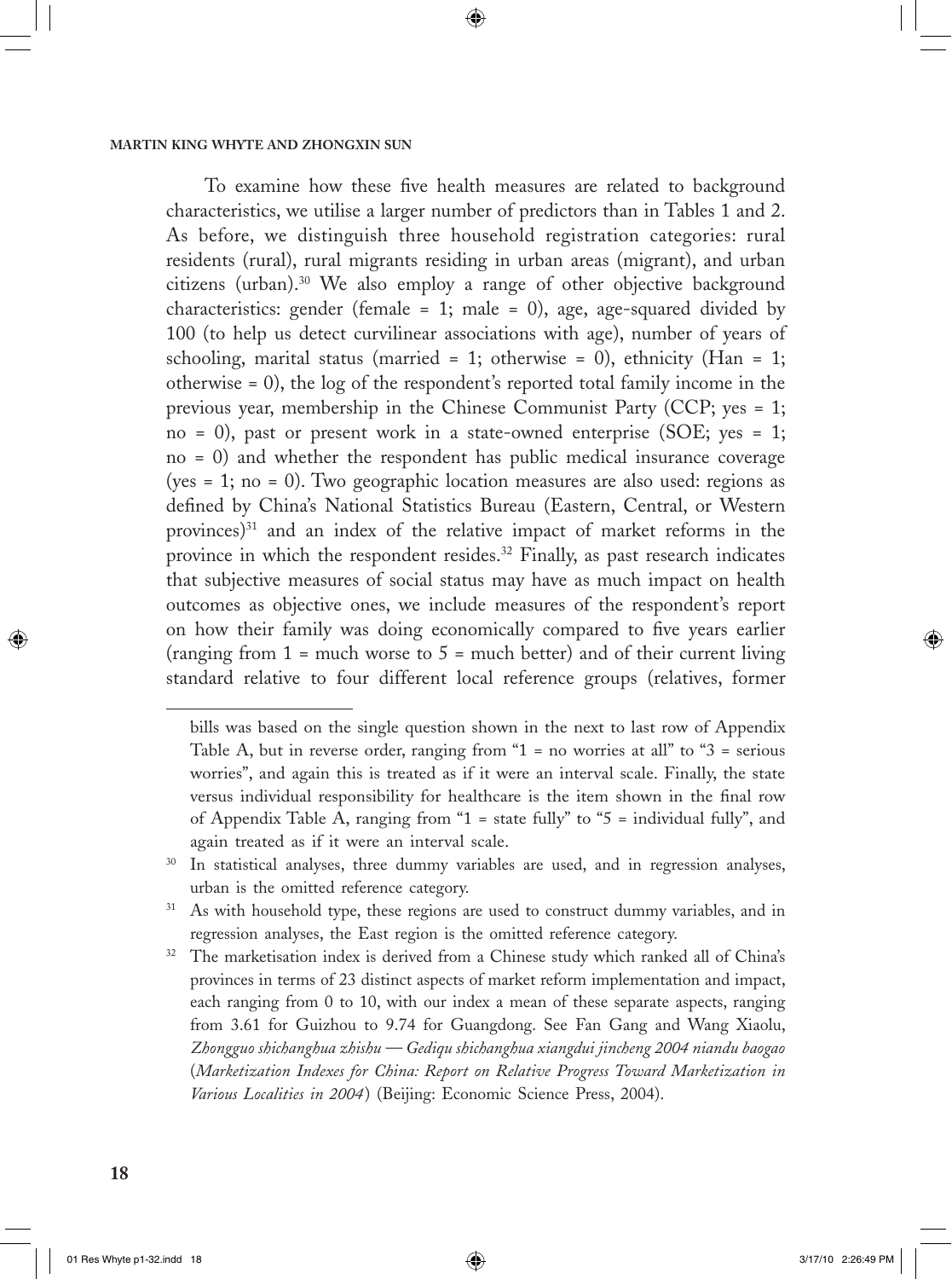To examine how these five health measures are related to background characteristics, we utilise a larger number of predictors than in Tables 1 and 2. As before, we distinguish three household registration categories: rural residents (rural), rural migrants residing in urban areas (migrant), and urban citizens (urban).[30] We also employ a range of other objective background characteristics: gender (female = 1; male = 0), age, age-squared divided by 100 (to help us detect curvilinear associations with age), number of years of schooling, marital status (married = 1; otherwise = 0), ethnicity (Han = 1; otherwise = 0), the log of the respondent's reported total family income in the previous year, membership in the Chinese Communist Party (CCP; yes = 1; no = 0), past or present work in a state-owned enterprise (SOE; yes = 1; no = 0) and whether the respondent has public medical insurance coverage (yes = 1; no = 0). Two geographic location measures are also used: regions as defined by China's National Statistics Bureau (Eastern, Central, or Western provinces)[31] and an index of the relative impact of market reforms in the province in which the respondent resides.[32] Finally, as past research indicates that subjective measures of social status may have as much impact on health outcomes as objective ones, we include measures of the respondent's report on how their family was doing economically compared to five years earlier (ranging from 1 = much worse to 5 = much better) and of their current living standard relative to four different local reference groups (relatives, former

---

bills was based on the single question shown in the next to last row of Appendix Table A, but in reverse order, ranging from "1 = no worries at all" to "3 = serious worries", and again this is treated as if it were an interval scale. Finally, the state versus individual responsibility for healthcare is the item shown in the final row of Appendix Table A, ranging from "1 = state fully" to "5 = individual fully", and again treated as if it were an interval scale.

[30] In statistical analyses, three dummy variables are used, and in regression analyses, urban is the omitted reference category.

[31] As with household type, these regions are used to construct dummy variables, and in regression analyses, the East region is the omitted reference category.

[32] The marketisation index is derived from a Chinese study which ranked all of China's provinces in terms of 23 distinct aspects of market reform implementation and impact, each ranging from 0 to 10, with our index a mean of these separate aspects, ranging from 3.61 for Guizhou to 9.74 for Guangdong. See Fan Gang and Wang Xiaolu, *Zhongguo shichanghua zhishu — Gediqu shichanghua xiangdui jincheng 2004 niandu baogao* (*Marketization Indexes for China: Report on Relative Progress Toward Marketization in Various Localities in 2004*) (Beijing: Economic Science Press, 2004).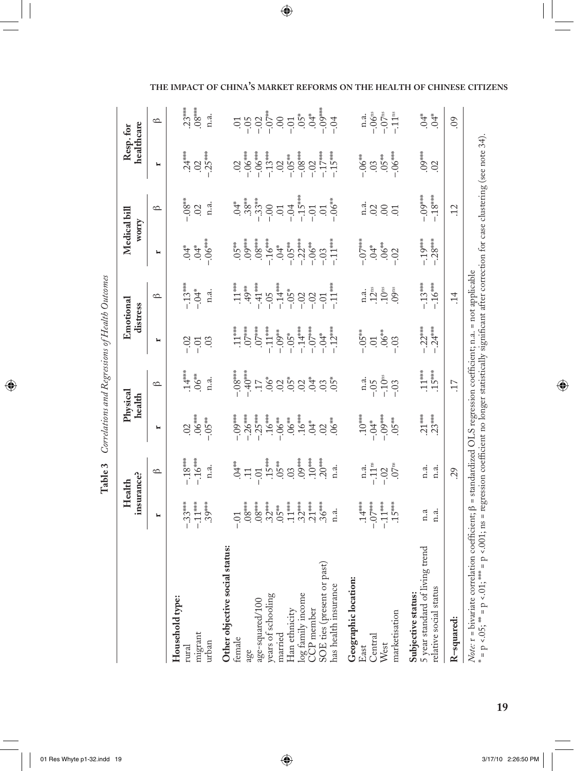**Table 3** *Correlations and Regressions of Health Outcomes*

| | Health insurance? | | Physical health | | Emotional distress | | Medical bill worry | | Resp. for healthcare | |
|---|---|---|---|---|---|---|---|---|---|---|
| | r | β | r | β | r | β | r | β | r | β |
| **Household type:** | | | | | | | | | | |
| rural | -.33*** | -.18*** | .02 | .14*** | -.02 | -.13*** | .04* | -.08** | .24*** | .23*** |
| migrant | -.11*** | -.16*** | .06*** | .06** | -.01 | -.04* | .04* | .02 | .02 | .08*** |
| urban | .39*** | n.a. | -.05** | n.a. | .03 | n.a. | -.06*** | n.a. | -.25*** | n.a. |
| **Other objective social status:** | | | | | | | | | | |
| female | -.01 | .04** | -.09*** | -.08*** | .11*** | .11*** | .05** | .04* | .02 | .01 |
| age | .08*** | .11 | -.26*** | -.40*** | .07*** | .49** | .09*** | .38** | -.06*** | -.05 |
| age-squared/100 | .08*** | -.01 | -.25*** | .17 | .07*** | -.41*** | .08*** | -.33** | -.06*** | -.02 |
| years of schooling | .32*** | .15*** | .16*** | .06* | -.11*** | -.05 | -.16*** | -.00 | -.13*** | -.07** |
| married | .05** | .05** | -.06** | .02 | -.09** | -.14*** | .04* | .01 | .02 | .00 |
| Han ethnicity | .11*** | .03 | .06** | .05* | -.05* | -.05* | -.05** | -.04 | -.05** | -.01 |
| log family income | .32*** | .09*** | .16*** | .02 | -.14*** | -.02 | -.22*** | -.15*** | -.08*** | .05* |
| CCP member | .21*** | .10*** | .04* | .04* | -.07*** | -.02 | -.06** | -.01 | -.02 | .04* |
| SOE ties (present or past) | .36*** | .20*** | .02 | .03 | -.04* | -.01 | -.03 | .01 | -.17*** | -.09*** |
| has health insurance | n.a. | n.a. | .06** | .05* | -.12*** | -.11*** | -.11*** | -.06** | -.15*** | -.04 |
| **Geographic location:** | | | | | | | | | | |
| East | .14*** | n.a. | .10*** | n.a. | -.05** | n.a. | -.07*** | n.a. | -.06** | n.a. |
| Central | -.07*** | -.11ns | -.04* | -.05 | .01 | .12ns | .04* | .02 | .03 | -.06ns |
| West | -.11*** | -.02 | -.09*** | -.10ns | .06** | .10ns | .06** | .00 | .05** | -.07ns |
| marketisation | .15*** | .07ns | .05** | -.03 | -.03 | .09ns | -.02 | .01 | -.06*** | -.11ns |
| **Subjective status:** | | | | | | | | | | |
| 5 year standard of living trend | n.a | n.a. | .21*** | .11*** | -.22*** | -.13*** | -.19*** | -.09*** | .09*** | .04* |
| relative social status | n.a. | n.a. | .23*** | .15*** | -.24*** | -.16*** | -.28*** | -.18*** | .02 | .04* |
| **R-squared:** | | .29 | | .17 | | .14 | | .12 | | .09 |

*Note:* r = bivariate correlation coefficient; β = standardized OLS regression coefficient; n.a. = not applicable
* = p <.05; ** = p <.01; *** = p <.001; ns = regression coefficient no longer statistically significant after correction for case clustering (see note 34).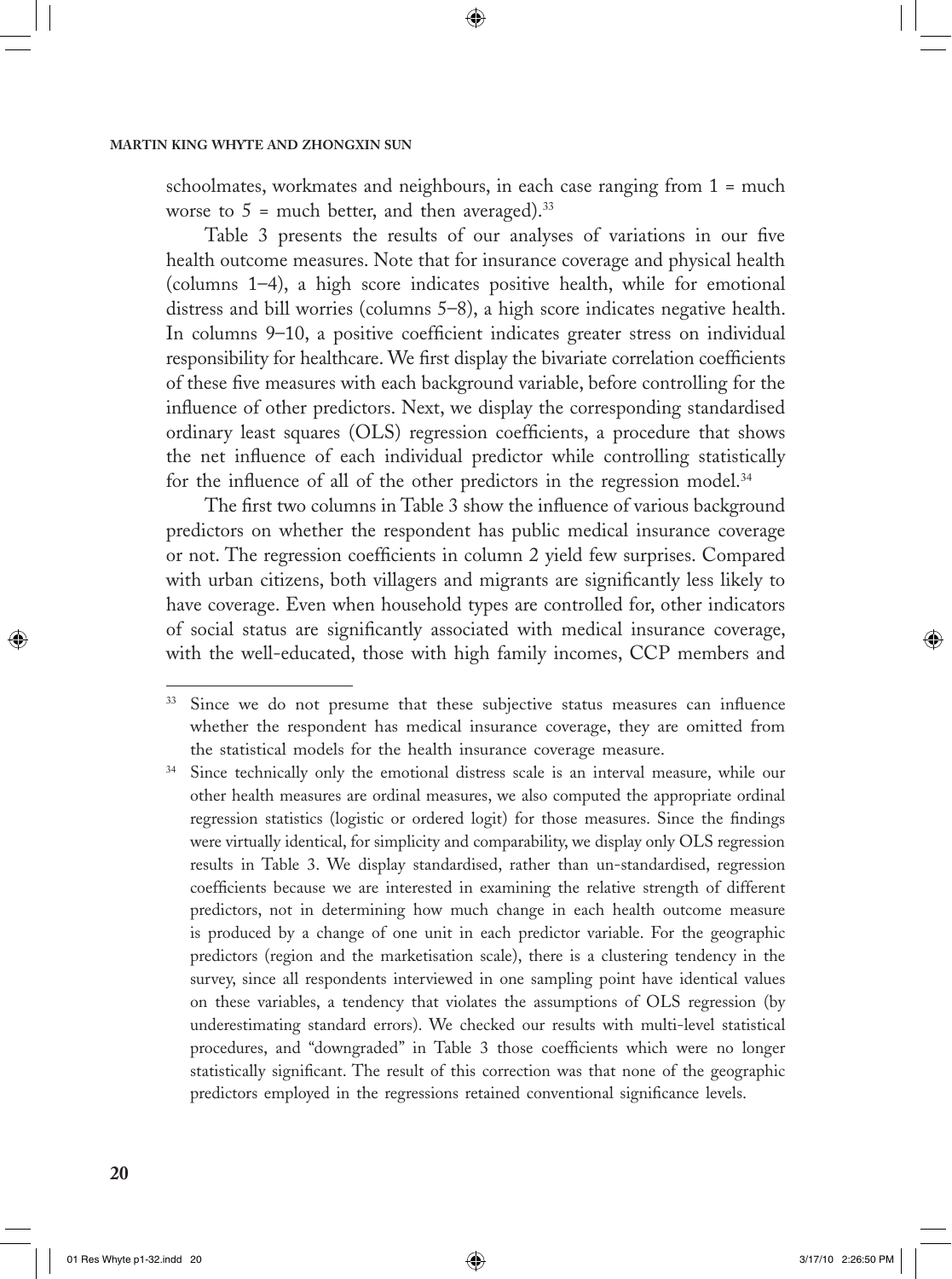schoolmates, workmates and neighbours, in each case ranging from 1 = much worse to 5 = much better, and then averaged).[33]

Table 3 presents the results of our analyses of variations in our five health outcome measures. Note that for insurance coverage and physical health (columns 1–4), a high score indicates positive health, while for emotional distress and bill worries (columns 5–8), a high score indicates negative health. In columns 9–10, a positive coefficient indicates greater stress on individual responsibility for healthcare. We first display the bivariate correlation coefficients of these five measures with each background variable, before controlling for the influence of other predictors. Next, we display the corresponding standardised ordinary least squares (OLS) regression coefficients, a procedure that shows the net influence of each individual predictor while controlling statistically for the influence of all of the other predictors in the regression model.[34]

The first two columns in Table 3 show the influence of various background predictors on whether the respondent has public medical insurance coverage or not. The regression coefficients in column 2 yield few surprises. Compared with urban citizens, both villagers and migrants are significantly less likely to have coverage. Even when household types are controlled for, other indicators of social status are significantly associated with medical insurance coverage, with the well-educated, those with high family incomes, CCP members and

---

[33] Since we do not presume that these subjective status measures can influence whether the respondent has medical insurance coverage, they are omitted from the statistical models for the health insurance coverage measure.

[34] Since technically only the emotional distress scale is an interval measure, while our other health measures are ordinal measures, we also computed the appropriate ordinal regression statistics (logistic or ordered logit) for those measures. Since the findings were virtually identical, for simplicity and comparability, we display only OLS regression results in Table 3. We display standardised, rather than un-standardised, regression coefficients because we are interested in examining the relative strength of different predictors, not in determining how much change in each health outcome measure is produced by a change of one unit in each predictor variable. For the geographic predictors (region and the marketisation scale), there is a clustering tendency in the survey, since all respondents interviewed in one sampling point have identical values on these variables, a tendency that violates the assumptions of OLS regression (by underestimating standard errors). We checked our results with multi-level statistical procedures, and "downgraded" in Table 3 those coefficients which were no longer statistically significant. The result of this correction was that none of the geographic predictors employed in the regressions retained conventional significance levels.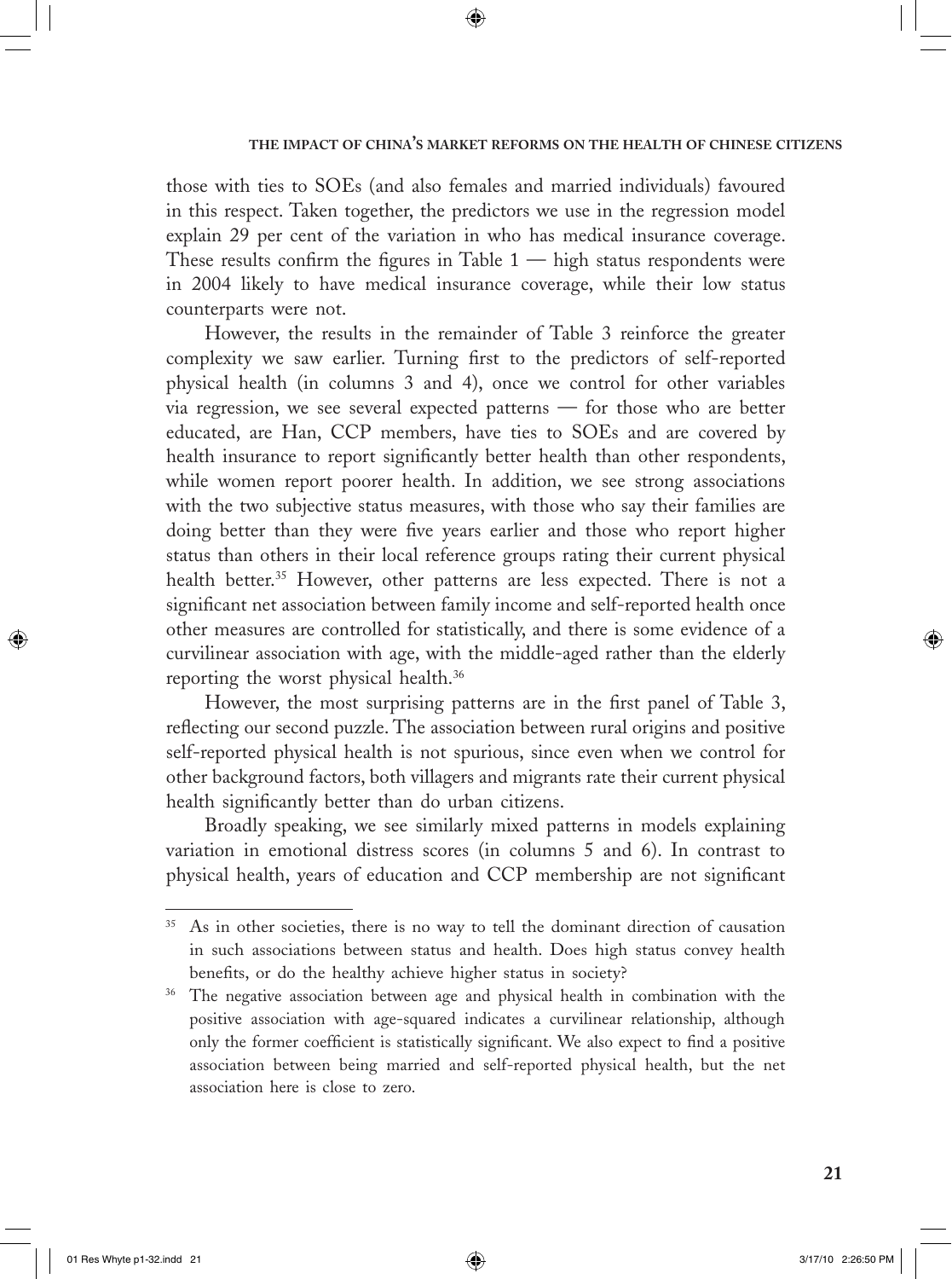those with ties to SOEs (and also females and married individuals) favoured in this respect. Taken together, the predictors we use in the regression model explain 29 per cent of the variation in who has medical insurance coverage. These results confirm the figures in Table 1 — high status respondents were in 2004 likely to have medical insurance coverage, while their low status counterparts were not.

However, the results in the remainder of Table 3 reinforce the greater complexity we saw earlier. Turning first to the predictors of self-reported physical health (in columns 3 and 4), once we control for other variables via regression, we see several expected patterns — for those who are better educated, are Han, CCP members, have ties to SOEs and are covered by health insurance to report significantly better health than other respondents, while women report poorer health. In addition, we see strong associations with the two subjective status measures, with those who say their families are doing better than they were five years earlier and those who report higher status than others in their local reference groups rating their current physical health better.[35] However, other patterns are less expected. There is not a significant net association between family income and self-reported health once other measures are controlled for statistically, and there is some evidence of a curvilinear association with age, with the middle-aged rather than the elderly reporting the worst physical health.[36]

However, the most surprising patterns are in the first panel of Table 3, reflecting our second puzzle. The association between rural origins and positive self-reported physical health is not spurious, since even when we control for other background factors, both villagers and migrants rate their current physical health significantly better than do urban citizens.

Broadly speaking, we see similarly mixed patterns in models explaining variation in emotional distress scores (in columns 5 and 6). In contrast to physical health, years of education and CCP membership are not significant

---

[35] As in other societies, there is no way to tell the dominant direction of causation in such associations between status and health. Does high status convey health benefits, or do the healthy achieve higher status in society?

[36] The negative association between age and physical health in combination with the positive association with age-squared indicates a curvilinear relationship, although only the former coefficient is statistically significant. We also expect to find a positive association between being married and self-reported physical health, but the net association here is close to zero.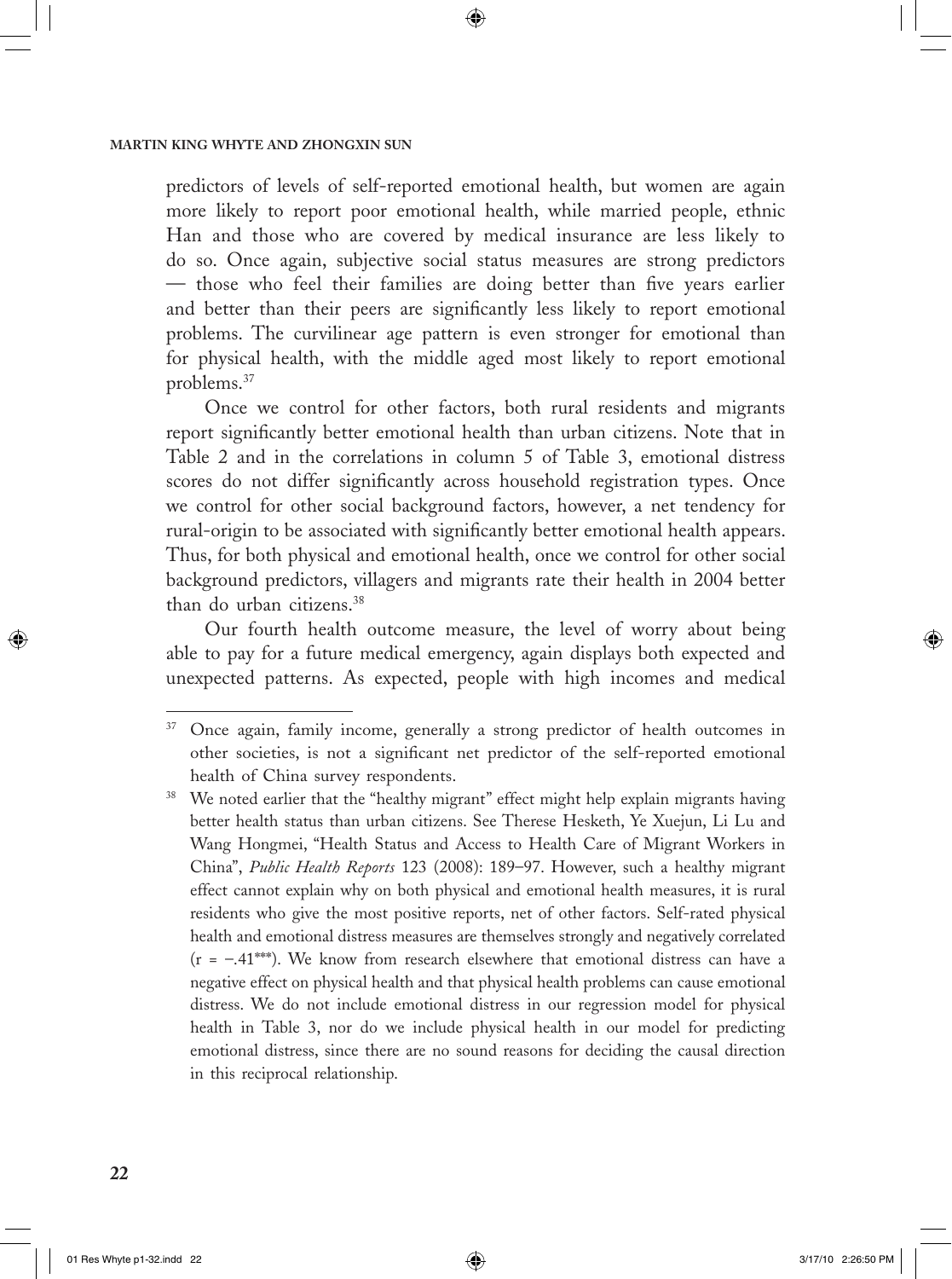predictors of levels of self-reported emotional health, but women are again more likely to report poor emotional health, while married people, ethnic Han and those who are covered by medical insurance are less likely to do so. Once again, subjective social status measures are strong predictors — those who feel their families are doing better than five years earlier and better than their peers are significantly less likely to report emotional problems. The curvilinear age pattern is even stronger for emotional than for physical health, with the middle aged most likely to report emotional problems.[37]

Once we control for other factors, both rural residents and migrants report significantly better emotional health than urban citizens. Note that in Table 2 and in the correlations in column 5 of Table 3, emotional distress scores do not differ significantly across household registration types. Once we control for other social background factors, however, a net tendency for rural-origin to be associated with significantly better emotional health appears. Thus, for both physical and emotional health, once we control for other social background predictors, villagers and migrants rate their health in 2004 better than do urban citizens.[38]

Our fourth health outcome measure, the level of worry about being able to pay for a future medical emergency, again displays both expected and unexpected patterns. As expected, people with high incomes and medical

---

[37] Once again, family income, generally a strong predictor of health outcomes in other societies, is not a significant net predictor of the self-reported emotional health of China survey respondents.

[38] We noted earlier that the "healthy migrant" effect might help explain migrants having better health status than urban citizens. See Therese Hesketh, Ye Xuejun, Li Lu and Wang Hongmei, "Health Status and Access to Health Care of Migrant Workers in China", *Public Health Reports* 123 (2008): 189–97. However, such a healthy migrant effect cannot explain why on both physical and emotional health measures, it is rural residents who give the most positive reports, net of other factors. Self-rated physical health and emotional distress measures are themselves strongly and negatively correlated ($r = -.41^{***}$). We know from research elsewhere that emotional distress can have a negative effect on physical health and that physical health problems can cause emotional distress. We do not include emotional distress in our regression model for physical health in Table 3, nor do we include physical health in our model for predicting emotional distress, since there are no sound reasons for deciding the causal direction in this reciprocal relationship.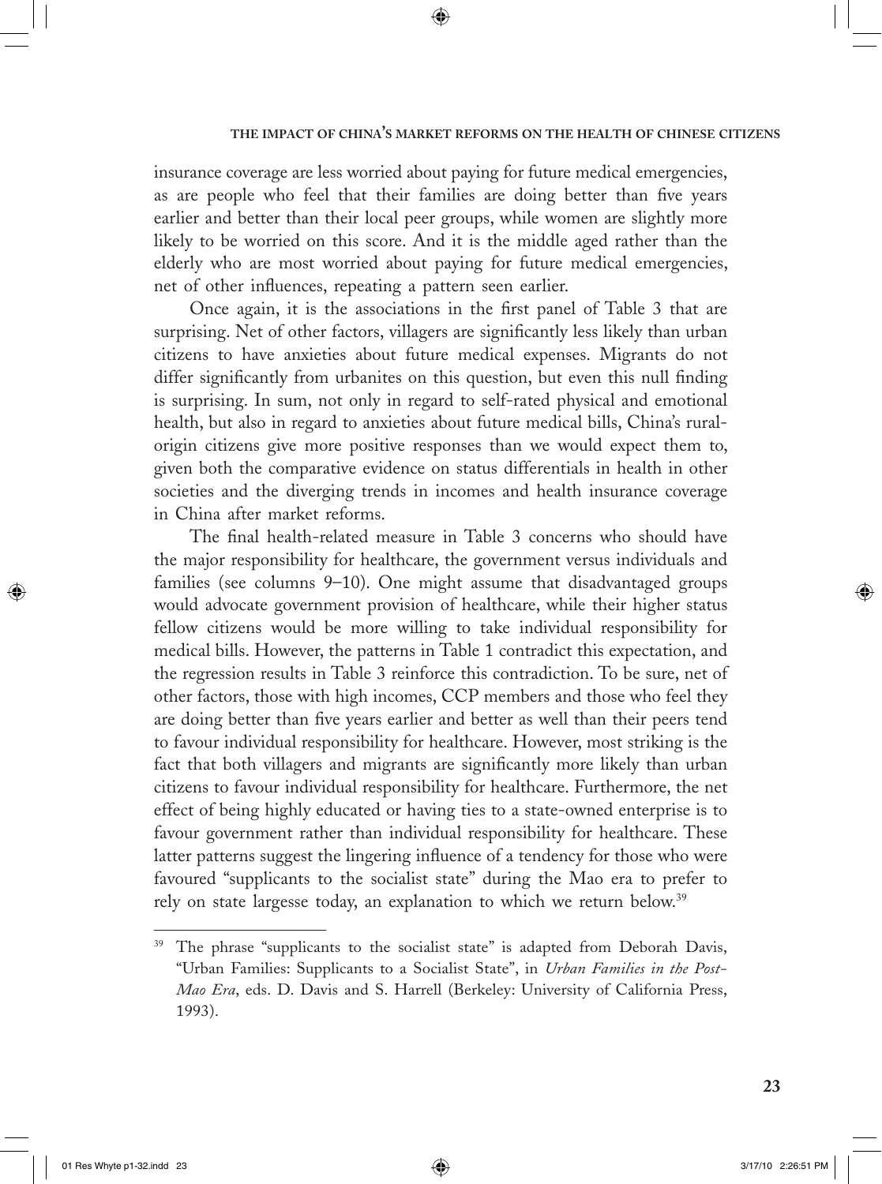insurance coverage are less worried about paying for future medical emergencies, as are people who feel that their families are doing better than five years earlier and better than their local peer groups, while women are slightly more likely to be worried on this score. And it is the middle aged rather than the elderly who are most worried about paying for future medical emergencies, net of other influences, repeating a pattern seen earlier.

Once again, it is the associations in the first panel of Table 3 that are surprising. Net of other factors, villagers are significantly less likely than urban citizens to have anxieties about future medical expenses. Migrants do not differ significantly from urbanites on this question, but even this null finding is surprising. In sum, not only in regard to self-rated physical and emotional health, but also in regard to anxieties about future medical bills, China's rural-origin citizens give more positive responses than we would expect them to, given both the comparative evidence on status differentials in health in other societies and the diverging trends in incomes and health insurance coverage in China after market reforms.

The final health-related measure in Table 3 concerns who should have the major responsibility for healthcare, the government versus individuals and families (see columns 9–10). One might assume that disadvantaged groups would advocate government provision of healthcare, while their higher status fellow citizens would be more willing to take individual responsibility for medical bills. However, the patterns in Table 1 contradict this expectation, and the regression results in Table 3 reinforce this contradiction. To be sure, net of other factors, those with high incomes, CCP members and those who feel they are doing better than five years earlier and better as well than their peers tend to favour individual responsibility for healthcare. However, most striking is the fact that both villagers and migrants are significantly more likely than urban citizens to favour individual responsibility for healthcare. Furthermore, the net effect of being highly educated or having ties to a state-owned enterprise is to favour government rather than individual responsibility for healthcare. These latter patterns suggest the lingering influence of a tendency for those who were favoured "supplicants to the socialist state" during the Mao era to prefer to rely on state largesse today, an explanation to which we return below.[39]

---

[39] The phrase "supplicants to the socialist state" is adapted from Deborah Davis, "Urban Families: Supplicants to a Socialist State", in *Urban Families in the Post-Mao Era*, eds. D. Davis and S. Harrell (Berkeley: University of California Press, 1993).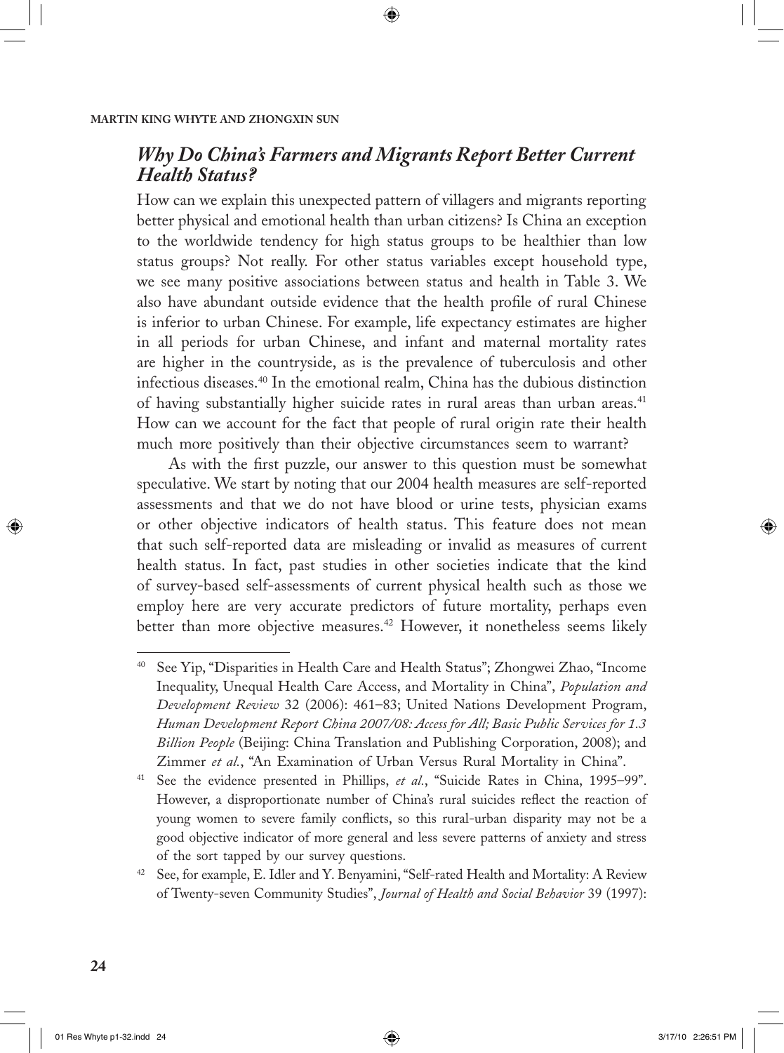### *Why Do China's Farmers and Migrants Report Better Current Health Status?*

How can we explain this unexpected pattern of villagers and migrants reporting better physical and emotional health than urban citizens? Is China an exception to the worldwide tendency for high status groups to be healthier than low status groups? Not really. For other status variables except household type, we see many positive associations between status and health in Table 3. We also have abundant outside evidence that the health profile of rural Chinese is inferior to urban Chinese. For example, life expectancy estimates are higher in all periods for urban Chinese, and infant and maternal mortality rates are higher in the countryside, as is the prevalence of tuberculosis and other infectious diseases.[40] In the emotional realm, China has the dubious distinction of having substantially higher suicide rates in rural areas than urban areas.[41] How can we account for the fact that people of rural origin rate their health much more positively than their objective circumstances seem to warrant?

As with the first puzzle, our answer to this question must be somewhat speculative. We start by noting that our 2004 health measures are self-reported assessments and that we do not have blood or urine tests, physician exams or other objective indicators of health status. This feature does not mean that such self-reported data are misleading or invalid as measures of current health status. In fact, past studies in other societies indicate that the kind of survey-based self-assessments of current physical health such as those we employ here are very accurate predictors of future mortality, perhaps even better than more objective measures.[42] However, it nonetheless seems likely

---

[40] See Yip, "Disparities in Health Care and Health Status"; Zhongwei Zhao, "Income Inequality, Unequal Health Care Access, and Mortality in China", *Population and Development Review* 32 (2006): 461–83; United Nations Development Program, *Human Development Report China 2007/08: Access for All; Basic Public Services for 1.3 Billion People* (Beijing: China Translation and Publishing Corporation, 2008); and Zimmer *et al.*, "An Examination of Urban Versus Rural Mortality in China".

[41] See the evidence presented in Phillips, *et al.*, "Suicide Rates in China, 1995–99". However, a disproportionate number of China's rural suicides reflect the reaction of young women to severe family conflicts, so this rural-urban disparity may not be a good objective indicator of more general and less severe patterns of anxiety and stress of the sort tapped by our survey questions.

[42] See, for example, E. Idler and Y. Benyamini, "Self-rated Health and Mortality: A Review of Twenty-seven Community Studies", *Journal of Health and Social Behavior* 39 (1997):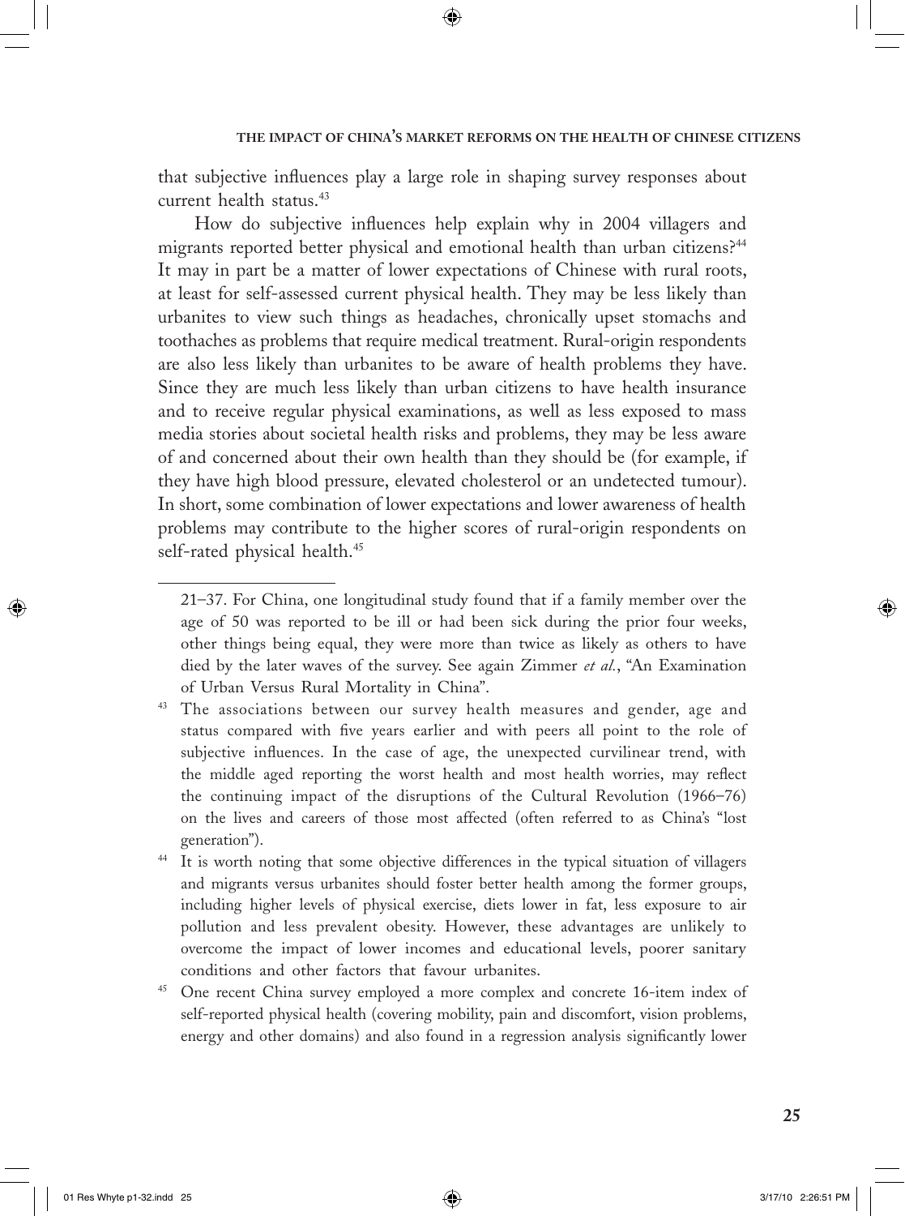that subjective influences play a large role in shaping survey responses about current health status.[43]

How do subjective influences help explain why in 2004 villagers and migrants reported better physical and emotional health than urban citizens?[44] It may in part be a matter of lower expectations of Chinese with rural roots, at least for self-assessed current physical health. They may be less likely than urbanites to view such things as headaches, chronically upset stomachs and toothaches as problems that require medical treatment. Rural-origin respondents are also less likely than urbanites to be aware of health problems they have. Since they are much less likely than urban citizens to have health insurance and to receive regular physical examinations, as well as less exposed to mass media stories about societal health risks and problems, they may be less aware of and concerned about their own health than they should be (for example, if they have high blood pressure, elevated cholesterol or an undetected tumour). In short, some combination of lower expectations and lower awareness of health problems may contribute to the higher scores of rural-origin respondents on self-rated physical health.[45]

---

21–37. For China, one longitudinal study found that if a family member over the age of 50 was reported to be ill or had been sick during the prior four weeks, other things being equal, they were more than twice as likely as others to have died by the later waves of the survey. See again Zimmer *et al.*, "An Examination of Urban Versus Rural Mortality in China".

43 The associations between our survey health measures and gender, age and status compared with five years earlier and with peers all point to the role of subjective influences. In the case of age, the unexpected curvilinear trend, with the middle aged reporting the worst health and most health worries, may reflect the continuing impact of the disruptions of the Cultural Revolution (1966–76) on the lives and careers of those most affected (often referred to as China's "lost generation").

44 It is worth noting that some objective differences in the typical situation of villagers and migrants versus urbanites should foster better health among the former groups, including higher levels of physical exercise, diets lower in fat, less exposure to air pollution and less prevalent obesity. However, these advantages are unlikely to overcome the impact of lower incomes and educational levels, poorer sanitary conditions and other factors that favour urbanites.

45 One recent China survey employed a more complex and concrete 16-item index of self-reported physical health (covering mobility, pain and discomfort, vision problems, energy and other domains) and also found in a regression analysis significantly lower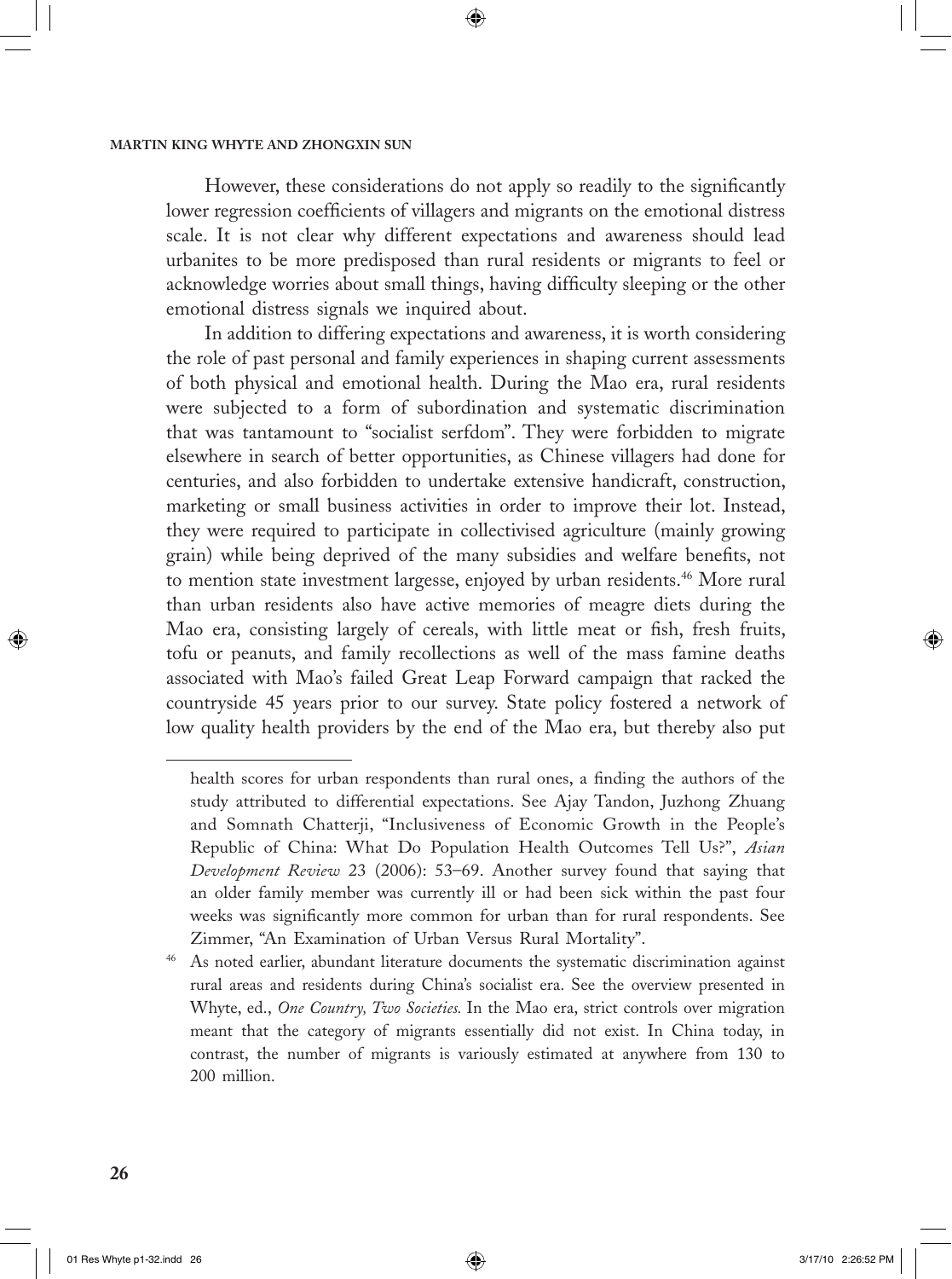However, these considerations do not apply so readily to the significantly lower regression coefficients of villagers and migrants on the emotional distress scale. It is not clear why different expectations and awareness should lead urbanites to be more predisposed than rural residents or migrants to feel or acknowledge worries about small things, having difficulty sleeping or the other emotional distress signals we inquired about.

In addition to differing expectations and awareness, it is worth considering the role of past personal and family experiences in shaping current assessments of both physical and emotional health. During the Mao era, rural residents were subjected to a form of subordination and systematic discrimination that was tantamount to "socialist serfdom". They were forbidden to migrate elsewhere in search of better opportunities, as Chinese villagers had done for centuries, and also forbidden to undertake extensive handicraft, construction, marketing or small business activities in order to improve their lot. Instead, they were required to participate in collectivised agriculture (mainly growing grain) while being deprived of the many subsidies and welfare benefits, not to mention state investment largesse, enjoyed by urban residents.[46] More rural than urban residents also have active memories of meagre diets during the Mao era, consisting largely of cereals, with little meat or fish, fresh fruits, tofu or peanuts, and family recollections as well of the mass famine deaths associated with Mao's failed Great Leap Forward campaign that racked the countryside 45 years prior to our survey. State policy fostered a network of low quality health providers by the end of the Mao era, but thereby also put

---

health scores for urban respondents than rural ones, a finding the authors of the study attributed to differential expectations. See Ajay Tandon, Juzhong Zhuang and Somnath Chatterji, "Inclusiveness of Economic Growth in the People's Republic of China: What Do Population Health Outcomes Tell Us?", *Asian Development Review* 23 (2006): 53–69. Another survey found that saying that an older family member was currently ill or had been sick within the past four weeks was significantly more common for urban than for rural respondents. See Zimmer, "An Examination of Urban Versus Rural Mortality".

[46] As noted earlier, abundant literature documents the systematic discrimination against rural areas and residents during China's socialist era. See the overview presented in Whyte, ed., *One Country, Two Societies.* In the Mao era, strict controls over migration meant that the category of migrants essentially did not exist. In China today, in contrast, the number of migrants is variously estimated at anywhere from 130 to 200 million.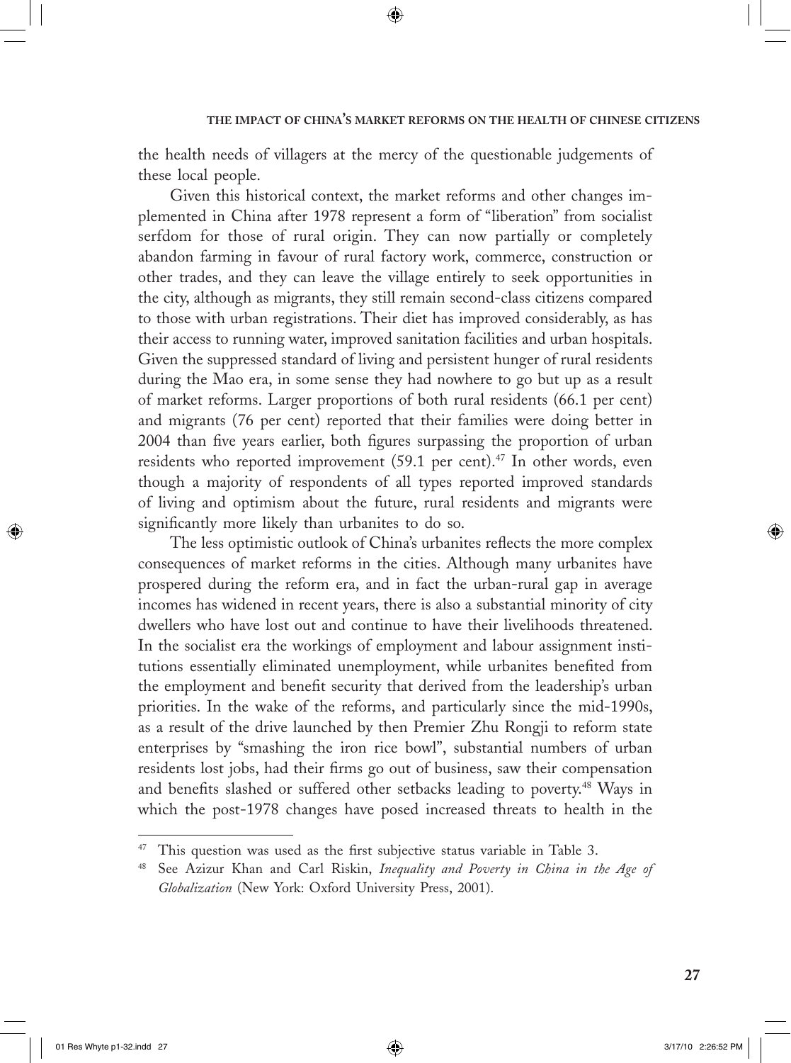the health needs of villagers at the mercy of the questionable judgements of these local people.

Given this historical context, the market reforms and other changes implemented in China after 1978 represent a form of "liberation" from socialist serfdom for those of rural origin. They can now partially or completely abandon farming in favour of rural factory work, commerce, construction or other trades, and they can leave the village entirely to seek opportunities in the city, although as migrants, they still remain second-class citizens compared to those with urban registrations. Their diet has improved considerably, as has their access to running water, improved sanitation facilities and urban hospitals. Given the suppressed standard of living and persistent hunger of rural residents during the Mao era, in some sense they had nowhere to go but up as a result of market reforms. Larger proportions of both rural residents (66.1 per cent) and migrants (76 per cent) reported that their families were doing better in 2004 than five years earlier, both figures surpassing the proportion of urban residents who reported improvement (59.1 per cent).[47] In other words, even though a majority of respondents of all types reported improved standards of living and optimism about the future, rural residents and migrants were significantly more likely than urbanites to do so.

The less optimistic outlook of China's urbanites reflects the more complex consequences of market reforms in the cities. Although many urbanites have prospered during the reform era, and in fact the urban-rural gap in average incomes has widened in recent years, there is also a substantial minority of city dwellers who have lost out and continue to have their livelihoods threatened. In the socialist era the workings of employment and labour assignment institutions essentially eliminated unemployment, while urbanites benefited from the employment and benefit security that derived from the leadership's urban priorities. In the wake of the reforms, and particularly since the mid-1990s, as a result of the drive launched by then Premier Zhu Rongji to reform state enterprises by "smashing the iron rice bowl", substantial numbers of urban residents lost jobs, had their firms go out of business, saw their compensation and benefits slashed or suffered other setbacks leading to poverty.[48] Ways in which the post-1978 changes have posed increased threats to health in the

---

[47] This question was used as the first subjective status variable in Table 3.

[48] See Azizur Khan and Carl Riskin, *Inequality and Poverty in China in the Age of Globalization* (New York: Oxford University Press, 2001).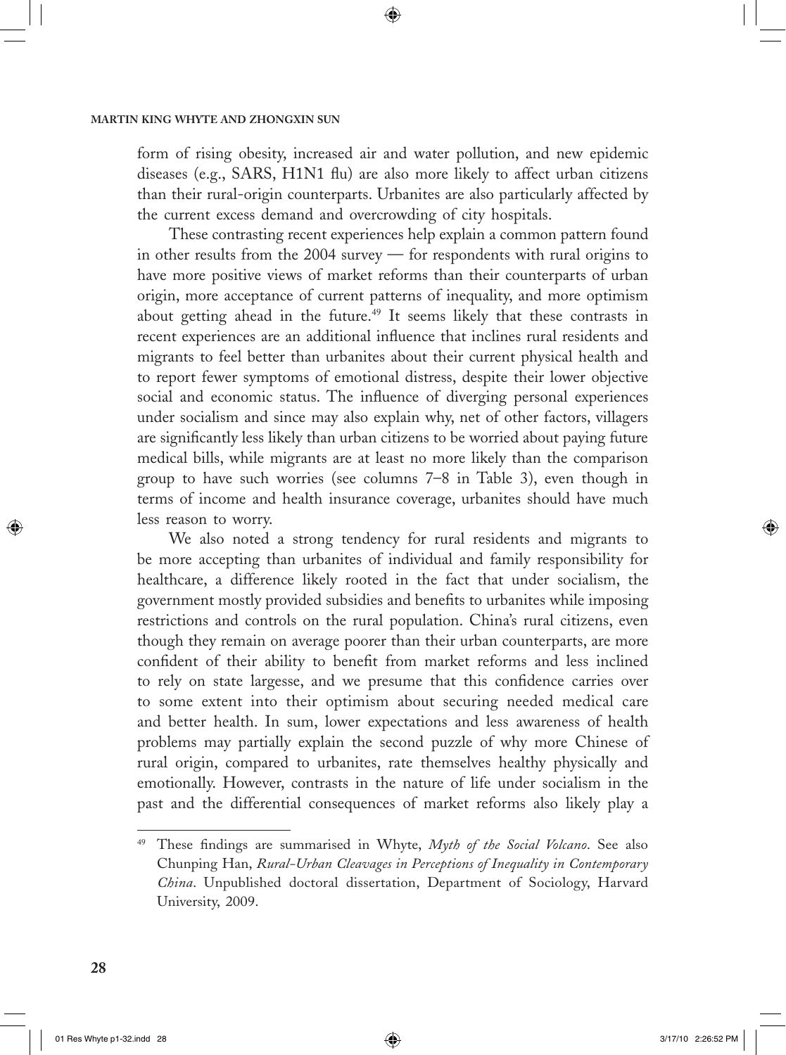form of rising obesity, increased air and water pollution, and new epidemic diseases (e.g., SARS, H1N1 flu) are also more likely to affect urban citizens than their rural-origin counterparts. Urbanites are also particularly affected by the current excess demand and overcrowding of city hospitals.

These contrasting recent experiences help explain a common pattern found in other results from the 2004 survey — for respondents with rural origins to have more positive views of market reforms than their counterparts of urban origin, more acceptance of current patterns of inequality, and more optimism about getting ahead in the future.[49] It seems likely that these contrasts in recent experiences are an additional influence that inclines rural residents and migrants to feel better than urbanites about their current physical health and to report fewer symptoms of emotional distress, despite their lower objective social and economic status. The influence of diverging personal experiences under socialism and since may also explain why, net of other factors, villagers are significantly less likely than urban citizens to be worried about paying future medical bills, while migrants are at least no more likely than the comparison group to have such worries (see columns 7–8 in Table 3), even though in terms of income and health insurance coverage, urbanites should have much less reason to worry.

We also noted a strong tendency for rural residents and migrants to be more accepting than urbanites of individual and family responsibility for healthcare, a difference likely rooted in the fact that under socialism, the government mostly provided subsidies and benefits to urbanites while imposing restrictions and controls on the rural population. China's rural citizens, even though they remain on average poorer than their urban counterparts, are more confident of their ability to benefit from market reforms and less inclined to rely on state largesse, and we presume that this confidence carries over to some extent into their optimism about securing needed medical care and better health. In sum, lower expectations and less awareness of health problems may partially explain the second puzzle of why more Chinese of rural origin, compared to urbanites, rate themselves healthy physically and emotionally. However, contrasts in the nature of life under socialism in the past and the differential consequences of market reforms also likely play a

---

[49] These findings are summarised in Whyte, *Myth of the Social Volcano*. See also Chunping Han, *Rural-Urban Cleavages in Perceptions of Inequality in Contemporary China*. Unpublished doctoral dissertation, Department of Sociology, Harvard University, 2009.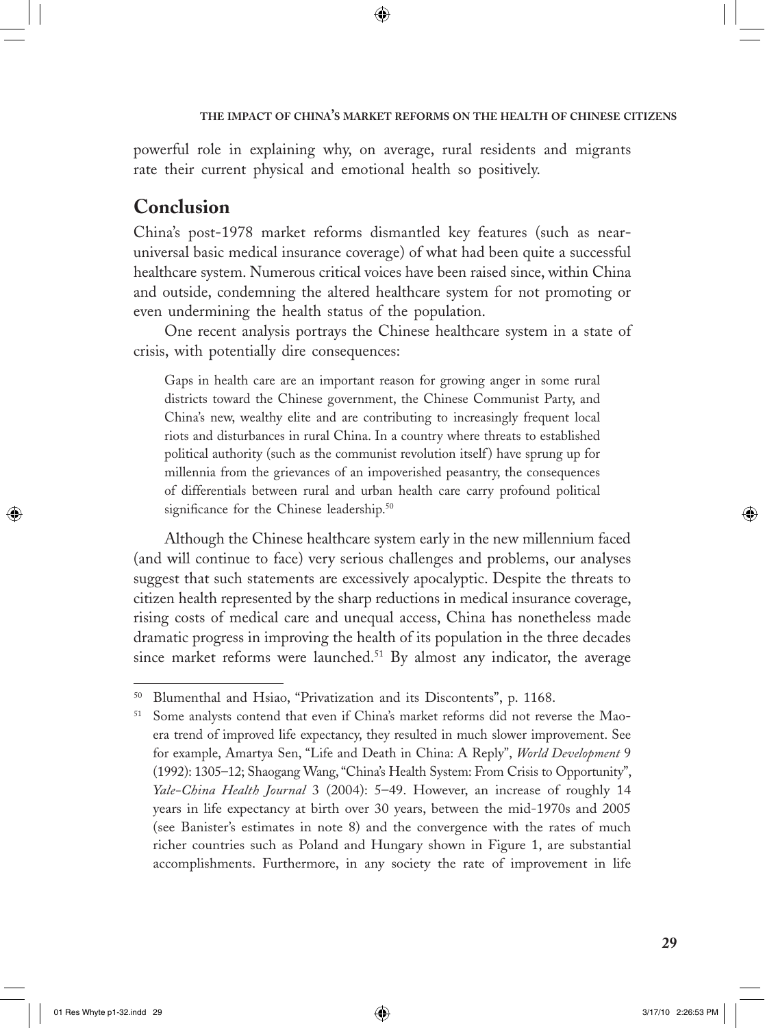powerful role in explaining why, on average, rural residents and migrants rate their current physical and emotional health so positively.

## Conclusion

China's post-1978 market reforms dismantled key features (such as near-universal basic medical insurance coverage) of what had been quite a successful healthcare system. Numerous critical voices have been raised since, within China and outside, condemning the altered healthcare system for not promoting or even undermining the health status of the population.

One recent analysis portrays the Chinese healthcare system in a state of crisis, with potentially dire consequences:

> Gaps in health care are an important reason for growing anger in some rural districts toward the Chinese government, the Chinese Communist Party, and China's new, wealthy elite and are contributing to increasingly frequent local riots and disturbances in rural China. In a country where threats to established political authority (such as the communist revolution itself) have sprung up for millennia from the grievances of an impoverished peasantry, the consequences of differentials between rural and urban health care carry profound political significance for the Chinese leadership.[50]

Although the Chinese healthcare system early in the new millennium faced (and will continue to face) very serious challenges and problems, our analyses suggest that such statements are excessively apocalyptic. Despite the threats to citizen health represented by the sharp reductions in medical insurance coverage, rising costs of medical care and unequal access, China has nonetheless made dramatic progress in improving the health of its population in the three decades since market reforms were launched.[51] By almost any indicator, the average

---

[50] Blumenthal and Hsiao, "Privatization and its Discontents", p. 1168.

[51] Some analysts contend that even if China's market reforms did not reverse the Mao-era trend of improved life expectancy, they resulted in much slower improvement. See for example, Amartya Sen, "Life and Death in China: A Reply", *World Development* 9 (1992): 1305–12; Shaogang Wang, "China's Health System: From Crisis to Opportunity", *Yale-China Health Journal* 3 (2004): 5–49. However, an increase of roughly 14 years in life expectancy at birth over 30 years, between the mid-1970s and 2005 (see Banister's estimates in note 8) and the convergence with the rates of much richer countries such as Poland and Hungary shown in Figure 1, are substantial accomplishments. Furthermore, in any society the rate of improvement in life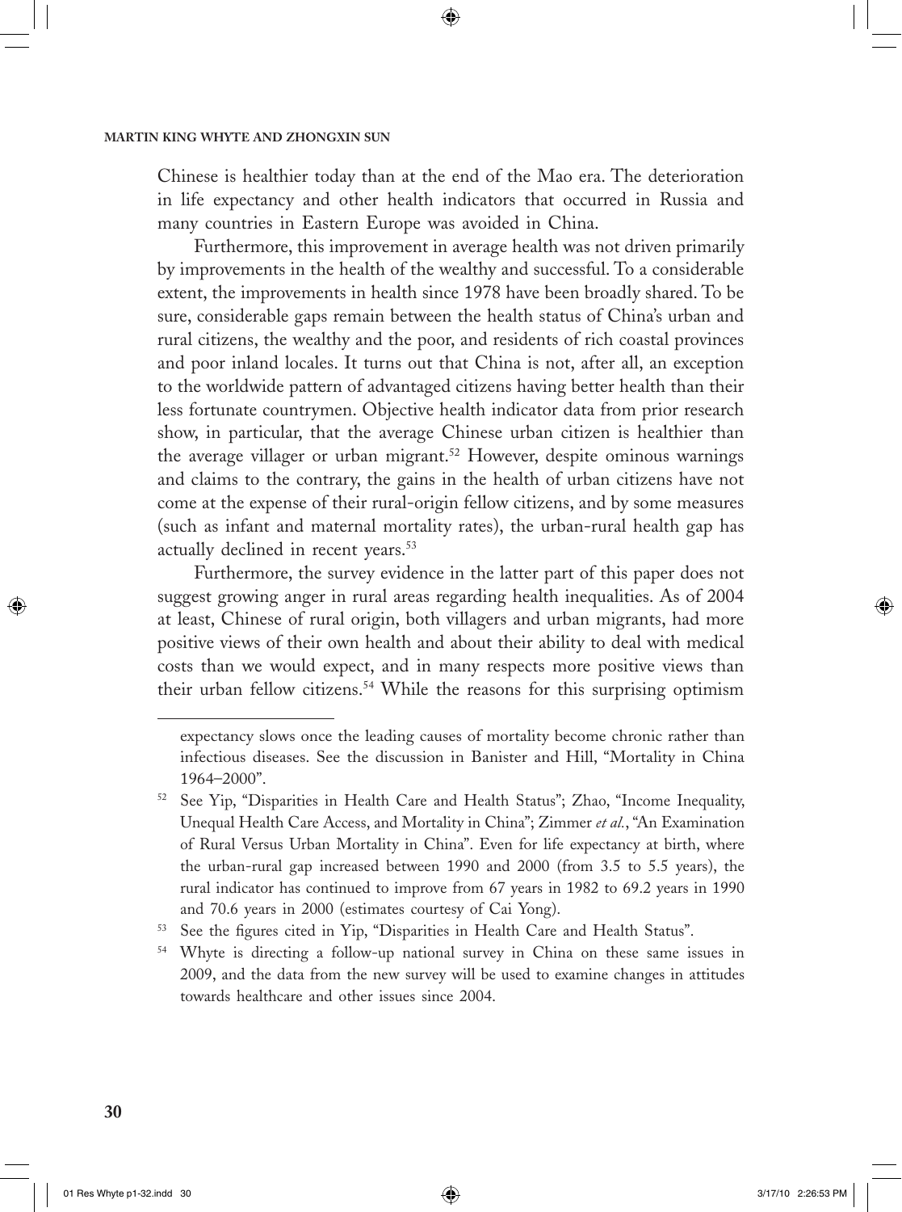Chinese is healthier today than at the end of the Mao era. The deterioration in life expectancy and other health indicators that occurred in Russia and many countries in Eastern Europe was avoided in China.

Furthermore, this improvement in average health was not driven primarily by improvements in the health of the wealthy and successful. To a considerable extent, the improvements in health since 1978 have been broadly shared. To be sure, considerable gaps remain between the health status of China's urban and rural citizens, the wealthy and the poor, and residents of rich coastal provinces and poor inland locales. It turns out that China is not, after all, an exception to the worldwide pattern of advantaged citizens having better health than their less fortunate countrymen. Objective health indicator data from prior research show, in particular, that the average Chinese urban citizen is healthier than the average villager or urban migrant.[52] However, despite ominous warnings and claims to the contrary, the gains in the health of urban citizens have not come at the expense of their rural-origin fellow citizens, and by some measures (such as infant and maternal mortality rates), the urban-rural health gap has actually declined in recent years.[53]

Furthermore, the survey evidence in the latter part of this paper does not suggest growing anger in rural areas regarding health inequalities. As of 2004 at least, Chinese of rural origin, both villagers and urban migrants, had more positive views of their own health and about their ability to deal with medical costs than we would expect, and in many respects more positive views than their urban fellow citizens.[54] While the reasons for this surprising optimism

---

expectancy slows once the leading causes of mortality become chronic rather than infectious diseases. See the discussion in Banister and Hill, "Mortality in China 1964–2000".

[52] See Yip, "Disparities in Health Care and Health Status"; Zhao, "Income Inequality, Unequal Health Care Access, and Mortality in China"; Zimmer *et al.*, "An Examination of Rural Versus Urban Mortality in China". Even for life expectancy at birth, where the urban-rural gap increased between 1990 and 2000 (from 3.5 to 5.5 years), the rural indicator has continued to improve from 67 years in 1982 to 69.2 years in 1990 and 70.6 years in 2000 (estimates courtesy of Cai Yong).

[53] See the figures cited in Yip, "Disparities in Health Care and Health Status".

[54] Whyte is directing a follow-up national survey in China on these same issues in 2009, and the data from the new survey will be used to examine changes in attitudes towards healthcare and other issues since 2004.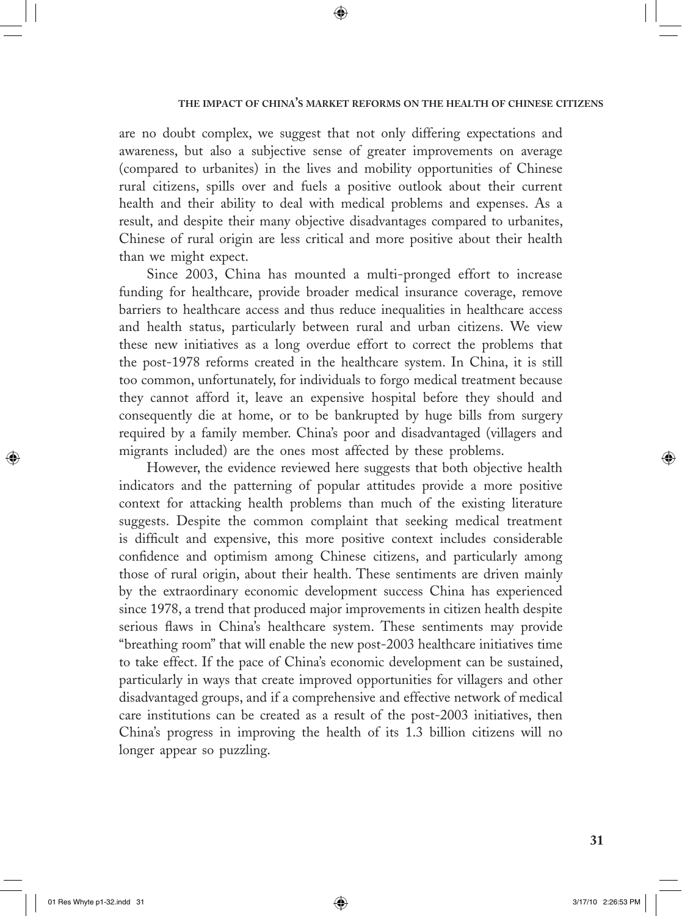are no doubt complex, we suggest that not only differing expectations and awareness, but also a subjective sense of greater improvements on average (compared to urbanites) in the lives and mobility opportunities of Chinese rural citizens, spills over and fuels a positive outlook about their current health and their ability to deal with medical problems and expenses. As a result, and despite their many objective disadvantages compared to urbanites, Chinese of rural origin are less critical and more positive about their health than we might expect.

Since 2003, China has mounted a multi-pronged effort to increase funding for healthcare, provide broader medical insurance coverage, remove barriers to healthcare access and thus reduce inequalities in healthcare access and health status, particularly between rural and urban citizens. We view these new initiatives as a long overdue effort to correct the problems that the post-1978 reforms created in the healthcare system. In China, it is still too common, unfortunately, for individuals to forgo medical treatment because they cannot afford it, leave an expensive hospital before they should and consequently die at home, or to be bankrupted by huge bills from surgery required by a family member. China's poor and disadvantaged (villagers and migrants included) are the ones most affected by these problems.

However, the evidence reviewed here suggests that both objective health indicators and the patterning of popular attitudes provide a more positive context for attacking health problems than much of the existing literature suggests. Despite the common complaint that seeking medical treatment is difficult and expensive, this more positive context includes considerable confidence and optimism among Chinese citizens, and particularly among those of rural origin, about their health. These sentiments are driven mainly by the extraordinary economic development success China has experienced since 1978, a trend that produced major improvements in citizen health despite serious flaws in China's healthcare system. These sentiments may provide "breathing room" that will enable the new post-2003 healthcare initiatives time to take effect. If the pace of China's economic development can be sustained, particularly in ways that create improved opportunities for villagers and other disadvantaged groups, and if a comprehensive and effective network of medical care institutions can be created as a result of the post-2003 initiatives, then China's progress in improving the health of its 1.3 billion citizens will no longer appear so puzzling.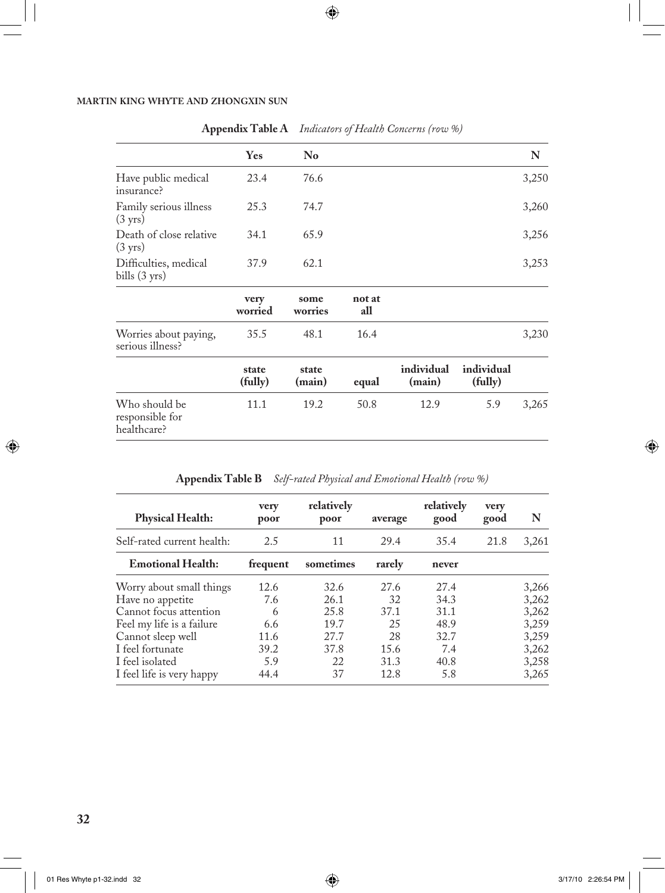**Appendix Table A** *Indicators of Health Concerns (row %)*

| | Yes | No | | | | N |
|---|---|---|---|---|---|---|
| Have public medical insurance? | 23.4 | 76.6 | | | | 3,250 |
| Family serious illness (3 yrs) | 25.3 | 74.7 | | | | 3,260 |
| Death of close relative (3 yrs) | 34.1 | 65.9 | | | | 3,256 |
| Difficulties, medical bills (3 yrs) | 37.9 | 62.1 | | | | 3,253 |
| | **very worried** | **some worries** | **not at all** | | | |
| Worries about paying, serious illness? | 35.5 | 48.1 | 16.4 | | | 3,230 |
| | **state (fully)** | **state (main)** | **equal** | **individual (main)** | **individual (fully)** | |
| Who should be responsible for healthcare? | 11.1 | 19.2 | 50.8 | 12.9 | 5.9 | 3,265 |

**Appendix Table B** *Self-rated Physical and Emotional Health (row %)*

| Physical Health: | very poor | relatively poor | average | relatively good | very good | N |
|---|---|---|---|---|---|---|
| Self-rated current health: | 2.5 | 11 | 29.4 | 35.4 | 21.8 | 3,261 |
| **Emotional Health:** | **frequent** | **sometimes** | **rarely** | **never** | | |
| Worry about small things | 12.6 | 32.6 | 27.6 | 27.4 | | 3,266 |
| Have no appetite | 7.6 | 26.1 | 32 | 34.3 | | 3,262 |
| Cannot focus attention | 6 | 25.8 | 37.1 | 31.1 | | 3,262 |
| Feel my life is a failure | 6.6 | 19.7 | 25 | 48.9 | | 3,259 |
| Cannot sleep well | 11.6 | 27.7 | 28 | 32.7 | | 3,259 |
| I feel fortunate | 39.2 | 37.8 | 15.6 | 7.4 | | 3,262 |
| I feel isolated | 5.9 | 22 | 31.3 | 40.8 | | 3,258 |
| I feel life is very happy | 44.4 | 37 | 12.8 | 5.8 | | 3,265 |